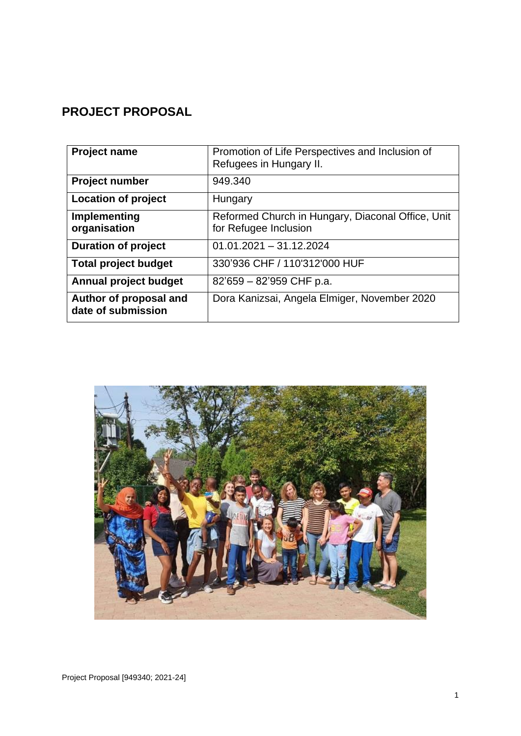## PROJECT PROPOSAL

| Project name | Promotion of Life Perspectives and Inclusion of Refugees in Hungary II. |
|---|---|
| Project number | 949.340 |
| Location of project | Hungary |
| Implementing organisation | Reformed Church in Hungary, Diaconal Office, Unit for Refugee Inclusion |
| Duration of project | 01.01.2021 – 31.12.2024 |
| Total project budget | 330'936 CHF / 110'312'000 HUF |
| Annual project budget | 82'659 – 82'959 CHF p.a. |
| Author of proposal and date of submission | Dora Kanizsai, Angela Elmiger, November 2020 |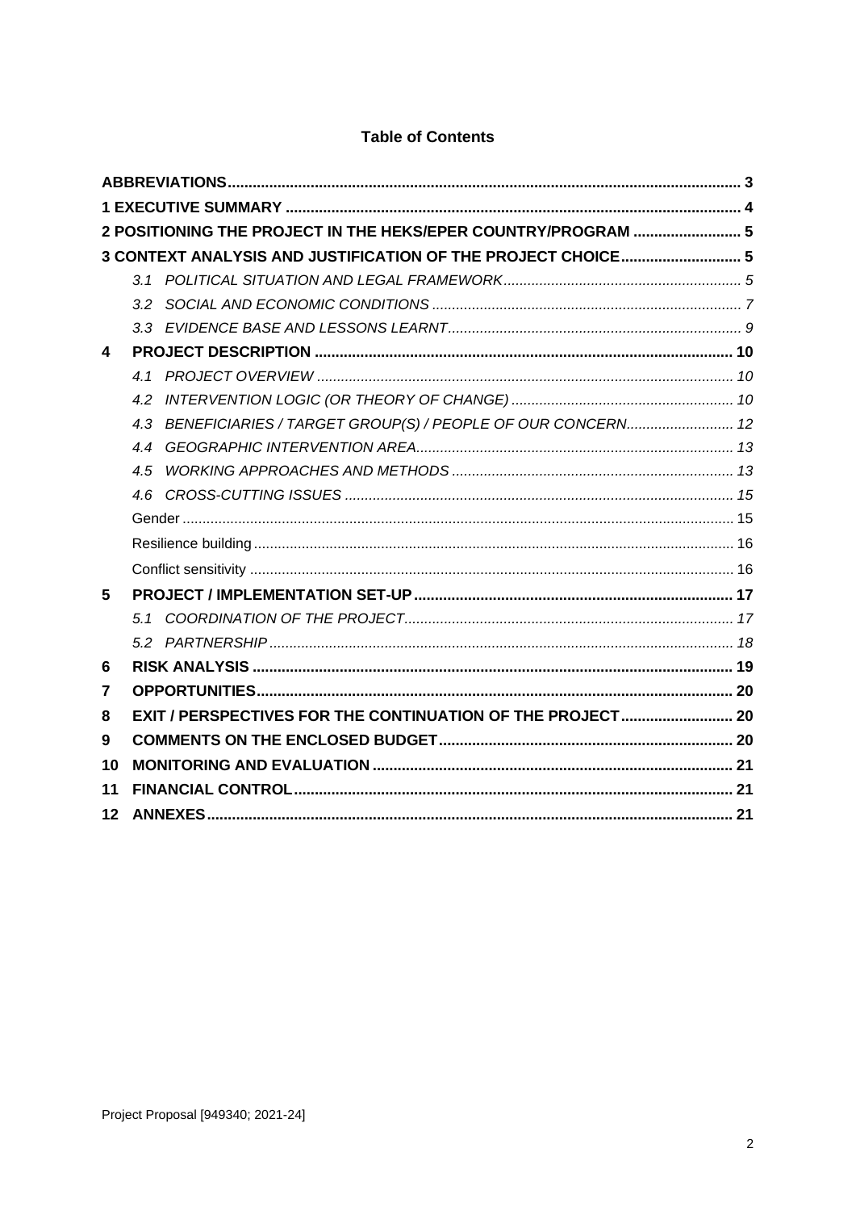**Table of Contents**

| | | |
|---|---|---|
| **ABBREVIATIONS** | | **3** |
| **1 EXECUTIVE SUMMARY** | | **4** |
| **2 POSITIONING THE PROJECT IN THE HEKS/EPER COUNTRY/PROGRAM** | | **5** |
| **3 CONTEXT ANALYSIS AND JUSTIFICATION OF THE PROJECT CHOICE** | | **5** |
| | *3.1 POLITICAL SITUATION AND LEGAL FRAMEWORK* | *5* |
| | *3.2 SOCIAL AND ECONOMIC CONDITIONS* | *7* |
| | *3.3 EVIDENCE BASE AND LESSONS LEARNT* | *9* |
| **4** | **PROJECT DESCRIPTION** | **10** |
| | *4.1 PROJECT OVERVIEW* | *10* |
| | *4.2 INTERVENTION LOGIC (OR THEORY OF CHANGE)* | *10* |
| | *4.3 BENEFICIARIES / TARGET GROUP(S) / PEOPLE OF OUR CONCERN* | *12* |
| | *4.4 GEOGRAPHIC INTERVENTION AREA* | *13* |
| | *4.5 WORKING APPROACHES AND METHODS* | *13* |
| | *4.6 CROSS-CUTTING ISSUES* | *15* |
| | Gender | 15 |
| | Resilience building | 16 |
| | Conflict sensitivity | 16 |
| **5** | **PROJECT / IMPLEMENTATION SET-UP** | **17** |
| | *5.1 COORDINATION OF THE PROJECT* | *17* |
| | *5.2 PARTNERSHIP* | *18* |
| **6** | **RISK ANALYSIS** | **19** |
| **7** | **OPPORTUNITIES** | **20** |
| **8** | **EXIT / PERSPECTIVES FOR THE CONTINUATION OF THE PROJECT** | **20** |
| **9** | **COMMENTS ON THE ENCLOSED BUDGET** | **20** |
| **10** | **MONITORING AND EVALUATION** | **21** |
| **11** | **FINANCIAL CONTROL** | **21** |
| **12** | **ANNEXES** | **21** |

Project Proposal [949340; 2021-24]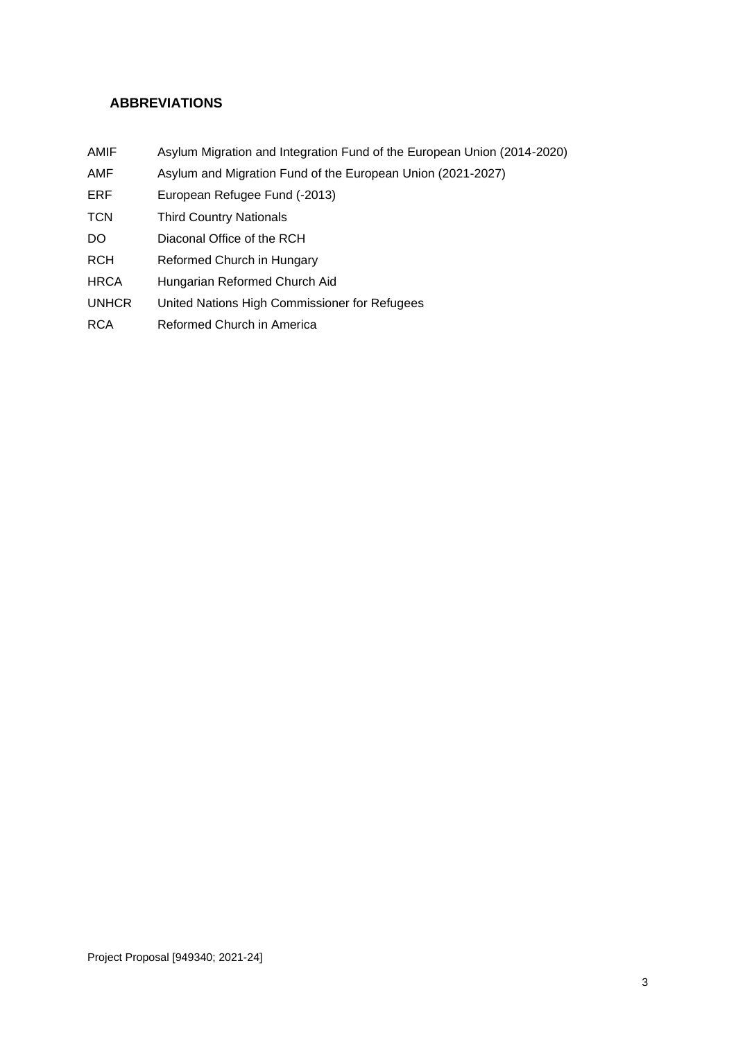## ABBREVIATIONS

| | |
|---|---|
| AMIF | Asylum Migration and Integration Fund of the European Union (2014-2020) |
| AMF | Asylum and Migration Fund of the European Union (2021-2027) |
| ERF | European Refugee Fund (-2013) |
| TCN | Third Country Nationals |
| DO | Diaconal Office of the RCH |
| RCH | Reformed Church in Hungary |
| HRCA | Hungarian Reformed Church Aid |
| UNHCR | United Nations High Commissioner for Refugees |
| RCA | Reformed Church in America |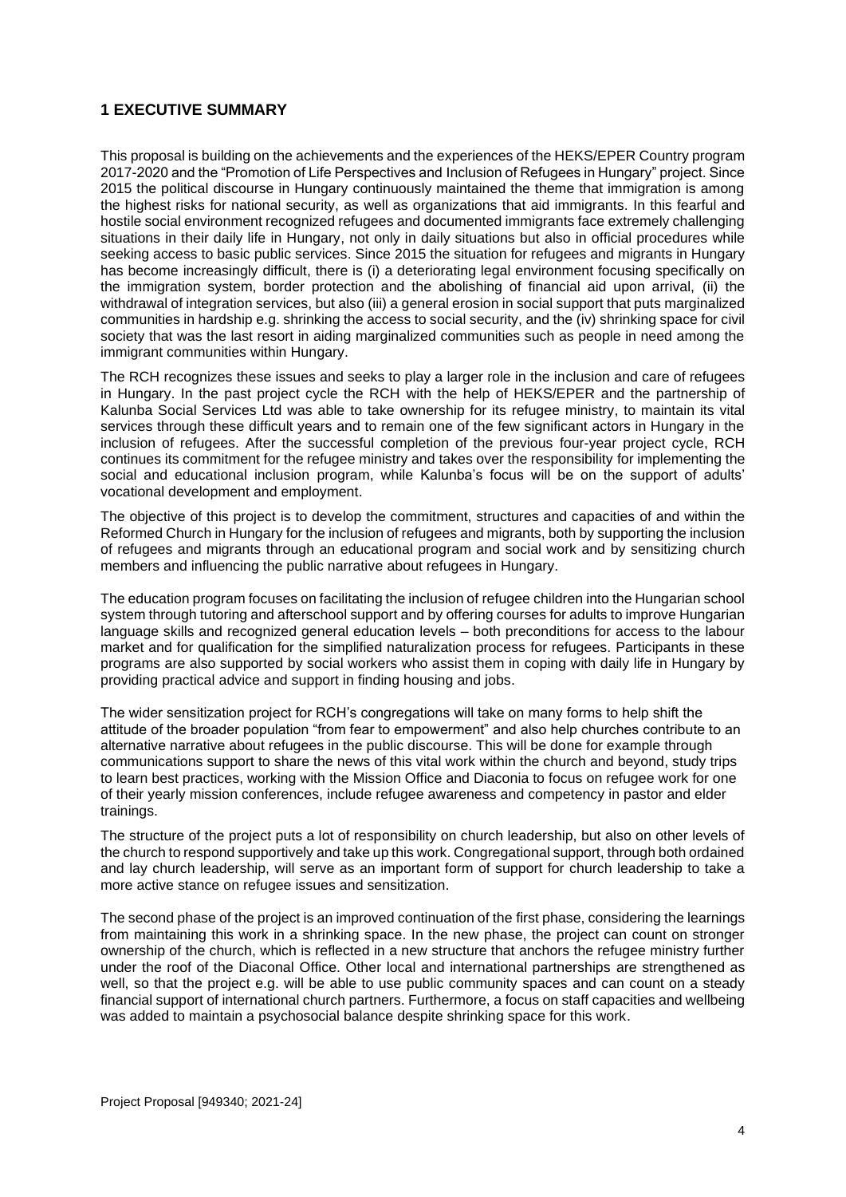## 1 EXECUTIVE SUMMARY

This proposal is building on the achievements and the experiences of the HEKS/EPER Country program 2017-2020 and the "Promotion of Life Perspectives and Inclusion of Refugees in Hungary" project. Since 2015 the political discourse in Hungary continuously maintained the theme that immigration is among the highest risks for national security, as well as organizations that aid immigrants. In this fearful and hostile social environment recognized refugees and documented immigrants face extremely challenging situations in their daily life in Hungary, not only in daily situations but also in official procedures while seeking access to basic public services. Since 2015 the situation for refugees and migrants in Hungary has become increasingly difficult, there is (i) a deteriorating legal environment focusing specifically on the immigration system, border protection and the abolishing of financial aid upon arrival, (ii) the withdrawal of integration services, but also (iii) a general erosion in social support that puts marginalized communities in hardship e.g. shrinking the access to social security, and the (iv) shrinking space for civil society that was the last resort in aiding marginalized communities such as people in need among the immigrant communities within Hungary.

The RCH recognizes these issues and seeks to play a larger role in the inclusion and care of refugees in Hungary. In the past project cycle the RCH with the help of HEKS/EPER and the partnership of Kalunba Social Services Ltd was able to take ownership for its refugee ministry, to maintain its vital services through these difficult years and to remain one of the few significant actors in Hungary in the inclusion of refugees. After the successful completion of the previous four-year project cycle, RCH continues its commitment for the refugee ministry and takes over the responsibility for implementing the social and educational inclusion program, while Kalunba's focus will be on the support of adults' vocational development and employment.

The objective of this project is to develop the commitment, structures and capacities of and within the Reformed Church in Hungary for the inclusion of refugees and migrants, both by supporting the inclusion of refugees and migrants through an educational program and social work and by sensitizing church members and influencing the public narrative about refugees in Hungary.

The education program focuses on facilitating the inclusion of refugee children into the Hungarian school system through tutoring and afterschool support and by offering courses for adults to improve Hungarian language skills and recognized general education levels – both preconditions for access to the labour market and for qualification for the simplified naturalization process for refugees. Participants in these programs are also supported by social workers who assist them in coping with daily life in Hungary by providing practical advice and support in finding housing and jobs.

The wider sensitization project for RCH's congregations will take on many forms to help shift the attitude of the broader population "from fear to empowerment" and also help churches contribute to an alternative narrative about refugees in the public discourse. This will be done for example through communications support to share the news of this vital work within the church and beyond, study trips to learn best practices, working with the Mission Office and Diaconia to focus on refugee work for one of their yearly mission conferences, include refugee awareness and competency in pastor and elder trainings.

The structure of the project puts a lot of responsibility on church leadership, but also on other levels of the church to respond supportively and take up this work. Congregational support, through both ordained and lay church leadership, will serve as an important form of support for church leadership to take a more active stance on refugee issues and sensitization.

The second phase of the project is an improved continuation of the first phase, considering the learnings from maintaining this work in a shrinking space. In the new phase, the project can count on stronger ownership of the church, which is reflected in a new structure that anchors the refugee ministry further under the roof of the Diaconal Office. Other local and international partnerships are strengthened as well, so that the project e.g. will be able to use public community spaces and can count on a steady financial support of international church partners. Furthermore, a focus on staff capacities and wellbeing was added to maintain a psychosocial balance despite shrinking space for this work.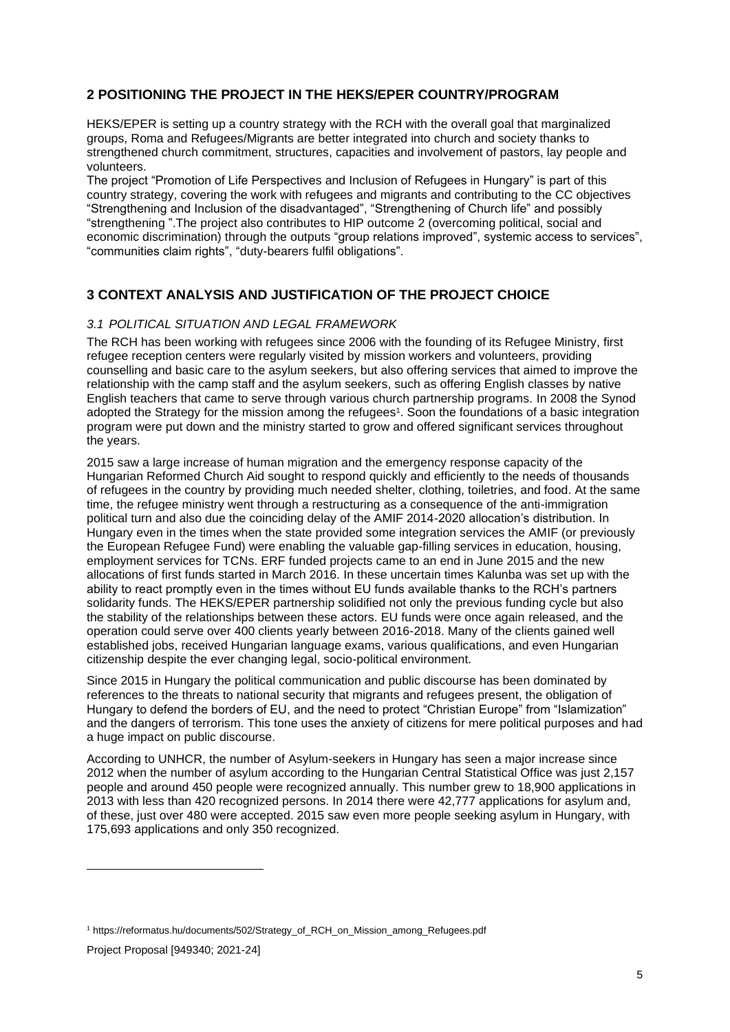## 2 POSITIONING THE PROJECT IN THE HEKS/EPER COUNTRY/PROGRAM

HEKS/EPER is setting up a country strategy with the RCH with the overall goal that marginalized groups, Roma and Refugees/Migrants are better integrated into church and society thanks to strengthened church commitment, structures, capacities and involvement of pastors, lay people and volunteers.

The project "Promotion of Life Perspectives and Inclusion of Refugees in Hungary" is part of this country strategy, covering the work with refugees and migrants and contributing to the CC objectives "Strengthening and Inclusion of the disadvantaged", "Strengthening of Church life" and possibly "strengthening ".The project also contributes to HIP outcome 2 (overcoming political, social and economic discrimination) through the outputs "group relations improved", systemic access to services", "communities claim rights", "duty-bearers fulfil obligations".

## 3 CONTEXT ANALYSIS AND JUSTIFICATION OF THE PROJECT CHOICE

### *3.1 POLITICAL SITUATION AND LEGAL FRAMEWORK*

The RCH has been working with refugees since 2006 with the founding of its Refugee Ministry, first refugee reception centers were regularly visited by mission workers and volunteers, providing counselling and basic care to the asylum seekers, but also offering services that aimed to improve the relationship with the camp staff and the asylum seekers, such as offering English classes by native English teachers that came to serve through various church partnership programs. In 2008 the Synod adopted the Strategy for the mission among the refugees[1]. Soon the foundations of a basic integration program were put down and the ministry started to grow and offered significant services throughout the years.

2015 saw a large increase of human migration and the emergency response capacity of the Hungarian Reformed Church Aid sought to respond quickly and efficiently to the needs of thousands of refugees in the country by providing much needed shelter, clothing, toiletries, and food. At the same time, the refugee ministry went through a restructuring as a consequence of the anti-immigration political turn and also due the coinciding delay of the AMIF 2014-2020 allocation's distribution. In Hungary even in the times when the state provided some integration services the AMIF (or previously the European Refugee Fund) were enabling the valuable gap-filling services in education, housing, employment services for TCNs. ERF funded projects came to an end in June 2015 and the new allocations of first funds started in March 2016. In these uncertain times Kalunba was set up with the ability to react promptly even in the times without EU funds available thanks to the RCH's partners solidarity funds. The HEKS/EPER partnership solidified not only the previous funding cycle but also the stability of the relationships between these actors. EU funds were once again released, and the operation could serve over 400 clients yearly between 2016-2018. Many of the clients gained well established jobs, received Hungarian language exams, various qualifications, and even Hungarian citizenship despite the ever changing legal, socio-political environment.

Since 2015 in Hungary the political communication and public discourse has been dominated by references to the threats to national security that migrants and refugees present, the obligation of Hungary to defend the borders of EU, and the need to protect "Christian Europe" from "Islamization" and the dangers of terrorism. This tone uses the anxiety of citizens for mere political purposes and had a huge impact on public discourse.

According to UNHCR, the number of Asylum-seekers in Hungary has seen a major increase since 2012 when the number of asylum according to the Hungarian Central Statistical Office was just 2,157 people and around 450 people were recognized annually. This number grew to 18,900 applications in 2013 with less than 420 recognized persons. In 2014 there were 42,777 applications for asylum and, of these, just over 480 were accepted. 2015 saw even more people seeking asylum in Hungary, with 175,693 applications and only 350 recognized.

---

[1] https://reformatus.hu/documents/502/Strategy_of_RCH_on_Mission_among_Refugees.pdf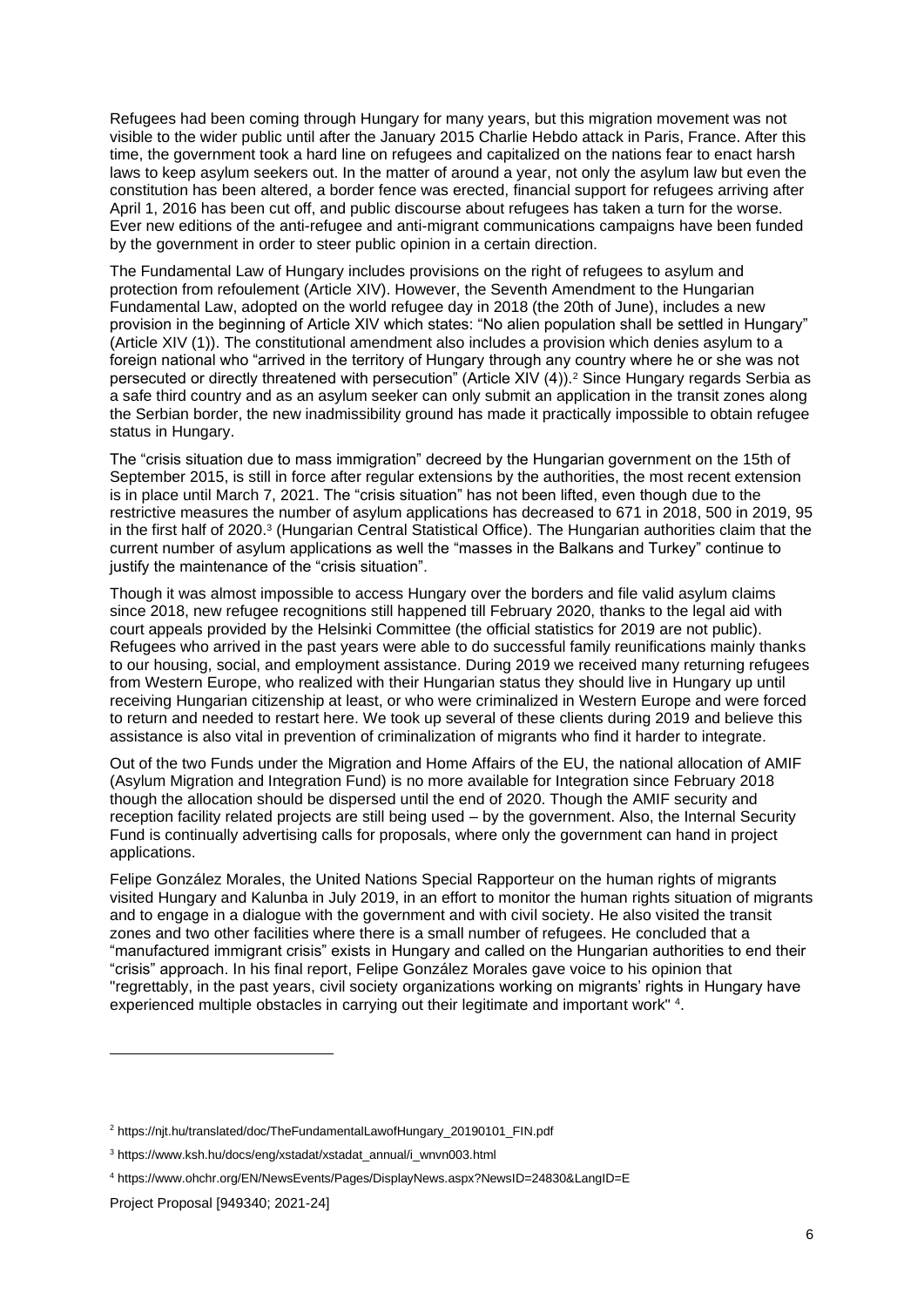Refugees had been coming through Hungary for many years, but this migration movement was not visible to the wider public until after the January 2015 Charlie Hebdo attack in Paris, France. After this time, the government took a hard line on refugees and capitalized on the nations fear to enact harsh laws to keep asylum seekers out. In the matter of around a year, not only the asylum law but even the constitution has been altered, a border fence was erected, financial support for refugees arriving after April 1, 2016 has been cut off, and public discourse about refugees has taken a turn for the worse. Ever new editions of the anti-refugee and anti-migrant communications campaigns have been funded by the government in order to steer public opinion in a certain direction.

The Fundamental Law of Hungary includes provisions on the right of refugees to asylum and protection from refoulement (Article XIV). However, the Seventh Amendment to the Hungarian Fundamental Law, adopted on the world refugee day in 2018 (the 20th of June), includes a new provision in the beginning of Article XIV which states: "No alien population shall be settled in Hungary" (Article XIV (1)). The constitutional amendment also includes a provision which denies asylum to a foreign national who "arrived in the territory of Hungary through any country where he or she was not persecuted or directly threatened with persecution" (Article XIV (4)).[2] Since Hungary regards Serbia as a safe third country and as an asylum seeker can only submit an application in the transit zones along the Serbian border, the new inadmissibility ground has made it practically impossible to obtain refugee status in Hungary.

The "crisis situation due to mass immigration" decreed by the Hungarian government on the 15th of September 2015, is still in force after regular extensions by the authorities, the most recent extension is in place until March 7, 2021. The "crisis situation" has not been lifted, even though due to the restrictive measures the number of asylum applications has decreased to 671 in 2018, 500 in 2019, 95 in the first half of 2020.[3] (Hungarian Central Statistical Office). The Hungarian authorities claim that the current number of asylum applications as well the "masses in the Balkans and Turkey" continue to justify the maintenance of the "crisis situation".

Though it was almost impossible to access Hungary over the borders and file valid asylum claims since 2018, new refugee recognitions still happened till February 2020, thanks to the legal aid with court appeals provided by the Helsinki Committee (the official statistics for 2019 are not public). Refugees who arrived in the past years were able to do successful family reunifications mainly thanks to our housing, social, and employment assistance. During 2019 we received many returning refugees from Western Europe, who realized with their Hungarian status they should live in Hungary up until receiving Hungarian citizenship at least, or who were criminalized in Western Europe and were forced to return and needed to restart here. We took up several of these clients during 2019 and believe this assistance is also vital in prevention of criminalization of migrants who find it harder to integrate.

Out of the two Funds under the Migration and Home Affairs of the EU, the national allocation of AMIF (Asylum Migration and Integration Fund) is no more available for Integration since February 2018 though the allocation should be dispersed until the end of 2020. Though the AMIF security and reception facility related projects are still being used – by the government. Also, the Internal Security Fund is continually advertising calls for proposals, where only the government can hand in project applications.

Felipe González Morales, the United Nations Special Rapporteur on the human rights of migrants visited Hungary and Kalunba in July 2019, in an effort to monitor the human rights situation of migrants and to engage in a dialogue with the government and with civil society. He also visited the transit zones and two other facilities where there is a small number of refugees. He concluded that a "manufactured immigrant crisis" exists in Hungary and called on the Hungarian authorities to end their "crisis" approach. In his final report, Felipe González Morales gave voice to his opinion that "regrettably, in the past years, civil society organizations working on migrants' rights in Hungary have experienced multiple obstacles in carrying out their legitimate and important work" [4].

---

[2] https://njt.hu/translated/doc/TheFundamentalLawofHungary_20190101_FIN.pdf

[3] https://www.ksh.hu/docs/eng/xstadat/xstadat_annual/i_wnvn003.html

[4] https://www.ohchr.org/EN/NewsEvents/Pages/DisplayNews.aspx?NewsID=24830&LangID=E

Project Proposal [949340; 2021-24]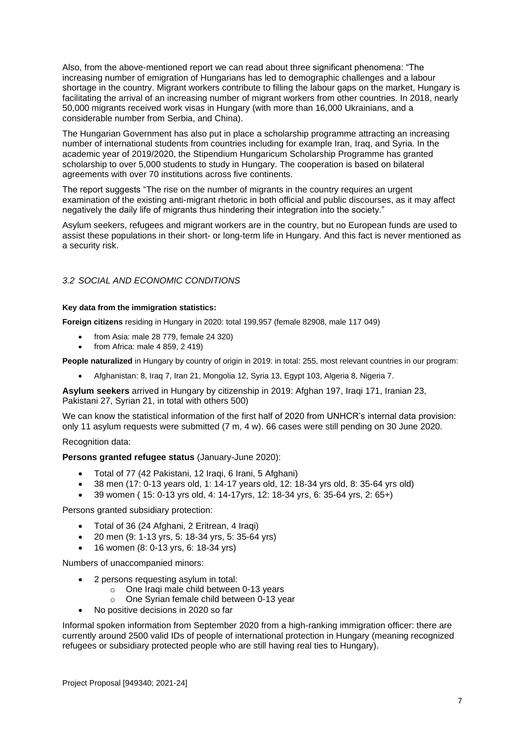Also, from the above-mentioned report we can read about three significant phenomena: "The increasing number of emigration of Hungarians has led to demographic challenges and a labour shortage in the country. Migrant workers contribute to filling the labour gaps on the market, Hungary is facilitating the arrival of an increasing number of migrant workers from other countries. In 2018, nearly 50,000 migrants received work visas in Hungary (with more than 16,000 Ukrainians, and a considerable number from Serbia, and China).

The Hungarian Government has also put in place a scholarship programme attracting an increasing number of international students from countries including for example Iran, Iraq, and Syria. In the academic year of 2019/2020, the Stipendium Hungaricum Scholarship Programme has granted scholarship to over 5,000 students to study in Hungary. The cooperation is based on bilateral agreements with over 70 institutions across five continents.

The report suggests "The rise on the number of migrants in the country requires an urgent examination of the existing anti-migrant rhetoric in both official and public discourses, as it may affect negatively the daily life of migrants thus hindering their integration into the society."

Asylum seekers, refugees and migrant workers are in the country, but no European funds are used to assist these populations in their short- or long-term life in Hungary. And this fact is never mentioned as a security risk.

### *3.2 SOCIAL AND ECONOMIC CONDITIONS*

**Key data from the immigration statistics:**

**Foreign citizens** residing in Hungary in 2020: total 199,957 (female 82908, male 117 049)

- from Asia: male 28 779, female 24 320)
- from Africa: male 4 859, 2 419)

**People naturalized** in Hungary by country of origin in 2019: in total: 255, most relevant countries in our program:

- Afghanistan: 8, Iraq 7, Iran 21, Mongolia 12, Syria 13, Egypt 103, Algeria 8, Nigeria 7.

**Asylum seekers** arrived in Hungary by citizenship in 2019: Afghan 197, Iraqi 171, Iranian 23, Pakistani 27, Syrian 21, in total with others 500)

We can know the statistical information of the first half of 2020 from UNHCR's internal data provision: only 11 asylum requests were submitted (7 m, 4 w). 66 cases were still pending on 30 June 2020.

Recognition data:

**Persons granted refugee status** (January-June 2020):

- Total of 77 (42 Pakistani, 12 Iraqi, 6 Irani, 5 Afghani)
- 38 men (17: 0-13 years old, 1: 14-17 years old, 12: 18-34 yrs old, 8: 35-64 yrs old)
- 39 women ( 15: 0-13 yrs old, 4: 14-17yrs, 12: 18-34 yrs, 6: 35-64 yrs, 2: 65+)

Persons granted subsidiary protection:

- Total of 36 (24 Afghani, 2 Eritrean, 4 Iraqi)
- 20 men (9: 1-13 yrs, 5: 18-34 yrs, 5: 35-64 yrs)
- 16 women (8: 0-13 yrs, 6: 18-34 yrs)

Numbers of unaccompanied minors:

- 2 persons requesting asylum in total:
  - One Iraqi male child between 0-13 years
  - One Syrian female child between 0-13 year
- No positive decisions in 2020 so far

Informal spoken information from September 2020 from a high-ranking immigration officer: there are currently around 2500 valid IDs of people of international protection in Hungary (meaning recognized refugees or subsidiary protected people who are still having real ties to Hungary).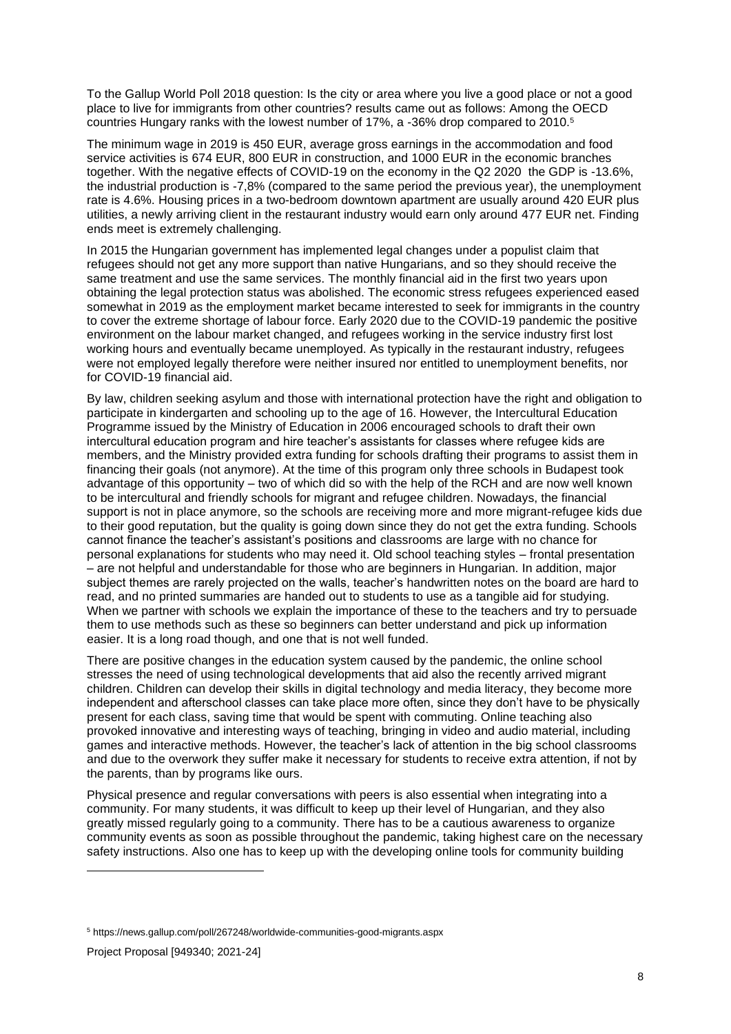To the Gallup World Poll 2018 question: Is the city or area where you live a good place or not a good place to live for immigrants from other countries? results came out as follows: Among the OECD countries Hungary ranks with the lowest number of 17%, a -36% drop compared to 2010.[5]

The minimum wage in 2019 is 450 EUR, average gross earnings in the accommodation and food service activities is 674 EUR, 800 EUR in construction, and 1000 EUR in the economic branches together. With the negative effects of COVID-19 on the economy in the Q2 2020 the GDP is -13.6%, the industrial production is -7,8% (compared to the same period the previous year), the unemployment rate is 4.6%. Housing prices in a two-bedroom downtown apartment are usually around 420 EUR plus utilities, a newly arriving client in the restaurant industry would earn only around 477 EUR net. Finding ends meet is extremely challenging.

In 2015 the Hungarian government has implemented legal changes under a populist claim that refugees should not get any more support than native Hungarians, and so they should receive the same treatment and use the same services. The monthly financial aid in the first two years upon obtaining the legal protection status was abolished. The economic stress refugees experienced eased somewhat in 2019 as the employment market became interested to seek for immigrants in the country to cover the extreme shortage of labour force. Early 2020 due to the COVID-19 pandemic the positive environment on the labour market changed, and refugees working in the service industry first lost working hours and eventually became unemployed. As typically in the restaurant industry, refugees were not employed legally therefore were neither insured nor entitled to unemployment benefits, nor for COVID-19 financial aid.

By law, children seeking asylum and those with international protection have the right and obligation to participate in kindergarten and schooling up to the age of 16. However, the Intercultural Education Programme issued by the Ministry of Education in 2006 encouraged schools to draft their own intercultural education program and hire teacher's assistants for classes where refugee kids are members, and the Ministry provided extra funding for schools drafting their programs to assist them in financing their goals (not anymore). At the time of this program only three schools in Budapest took advantage of this opportunity – two of which did so with the help of the RCH and are now well known to be intercultural and friendly schools for migrant and refugee children. Nowadays, the financial support is not in place anymore, so the schools are receiving more and more migrant-refugee kids due to their good reputation, but the quality is going down since they do not get the extra funding. Schools cannot finance the teacher's assistant's positions and classrooms are large with no chance for personal explanations for students who may need it. Old school teaching styles – frontal presentation – are not helpful and understandable for those who are beginners in Hungarian. In addition, major subject themes are rarely projected on the walls, teacher's handwritten notes on the board are hard to read, and no printed summaries are handed out to students to use as a tangible aid for studying. When we partner with schools we explain the importance of these to the teachers and try to persuade them to use methods such as these so beginners can better understand and pick up information easier. It is a long road though, and one that is not well funded.

There are positive changes in the education system caused by the pandemic, the online school stresses the need of using technological developments that aid also the recently arrived migrant children. Children can develop their skills in digital technology and media literacy, they become more independent and afterschool classes can take place more often, since they don't have to be physically present for each class, saving time that would be spent with commuting. Online teaching also provoked innovative and interesting ways of teaching, bringing in video and audio material, including games and interactive methods. However, the teacher's lack of attention in the big school classrooms and due to the overwork they suffer make it necessary for students to receive extra attention, if not by the parents, than by programs like ours.

Physical presence and regular conversations with peers is also essential when integrating into a community. For many students, it was difficult to keep up their level of Hungarian, and they also greatly missed regularly going to a community. There has to be a cautious awareness to organize community events as soon as possible throughout the pandemic, taking highest care on the necessary safety instructions. Also one has to keep up with the developing online tools for community building

[5] https://news.gallup.com/poll/267248/worldwide-communities-good-migrants.aspx

Project Proposal [949340; 2021-24]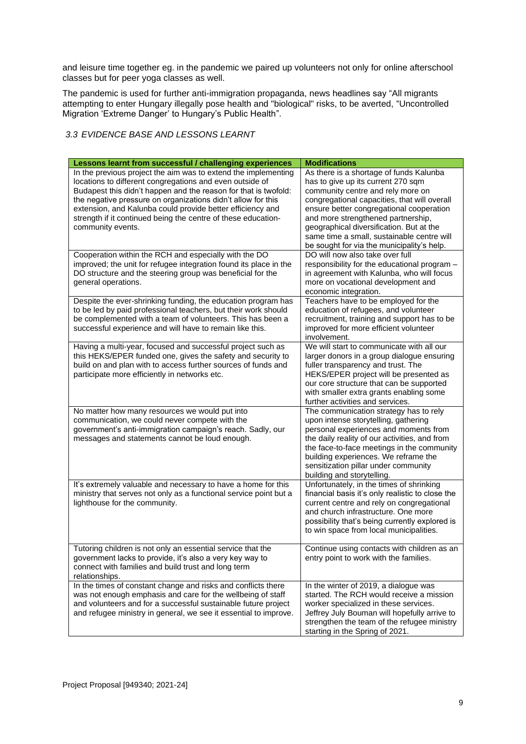and leisure time together eg. in the pandemic we paired up volunteers not only for online afterschool classes but for peer yoga classes as well.

The pandemic is used for further anti-immigration propaganda, news headlines say "All migrants attempting to enter Hungary illegally pose health and "biological" risks, to be averted, "Uncontrolled Migration 'Extreme Danger' to Hungary's Public Health".

### *3.3 EVIDENCE BASE AND LESSONS LEARNT*

| Lessons learnt from successful / challenging experiences | Modifications |
| --- | --- |
| In the previous project the aim was to extend the implementing locations to different congregations and even outside of Budapest this didn't happen and the reason for that is twofold: the negative pressure on organizations didn't allow for this extension, and Kalunba could provide better efficiency and strength if it continued being the centre of these education-community events. | As there is a shortage of funds Kalunba has to give up its current 270 sqm community centre and rely more on congregational capacities, that will overall ensure better congregational cooperation and more strengthened partnership, geographical diversification. But at the same time a small, sustainable centre will be sought for via the municipality's help. |
| Cooperation within the RCH and especially with the DO improved; the unit for refugee integration found its place in the DO structure and the steering group was beneficial for the general operations. | DO will now also take over full responsibility for the educational program – in agreement with Kalunba, who will focus more on vocational development and economic integration. |
| Despite the ever-shrinking funding, the education program has to be led by paid professional teachers, but their work should be complemented with a team of volunteers. This has been a successful experience and will have to remain like this. | Teachers have to be employed for the education of refugees, and volunteer recruitment, training and support has to be improved for more efficient volunteer involvement. |
| Having a multi-year, focused and successful project such as this HEKS/EPER funded one, gives the safety and security to build on and plan with to access further sources of funds and participate more efficiently in networks etc. | We will start to communicate with all our larger donors in a group dialogue ensuring fuller transparency and trust. The HEKS/EPER project will be presented as our core structure that can be supported with smaller extra grants enabling some further activities and services. |
| No matter how many resources we would put into communication, we could never compete with the government's anti-immigration campaign's reach. Sadly, our messages and statements cannot be loud enough. | The communication strategy has to rely upon intense storytelling, gathering personal experiences and moments from the daily reality of our activities, and from the face-to-face meetings in the community building experiences. We reframe the sensitization pillar under community building and storytelling. |
| It's extremely valuable and necessary to have a home for this ministry that serves not only as a functional service point but a lighthouse for the community. | Unfortunately, in the times of shrinking financial basis it's only realistic to close the current centre and rely on congregational and church infrastructure. One more possibility that's being currently explored is to win space from local municipalities. |
| Tutoring children is not only an essential service that the government lacks to provide, it's also a very key way to connect with families and build trust and long term relationships. | Continue using contacts with children as an entry point to work with the families. |
| In the times of constant change and risks and conflicts there was not enough emphasis and care for the wellbeing of staff and volunteers and for a successful sustainable future project and refugee ministry in general, we see it essential to improve. | In the winter of 2019, a dialogue was started. The RCH would receive a mission worker specialized in these services. Jeffrey July Bouman will hopefully arrive to strengthen the team of the refugee ministry starting in the Spring of 2021. |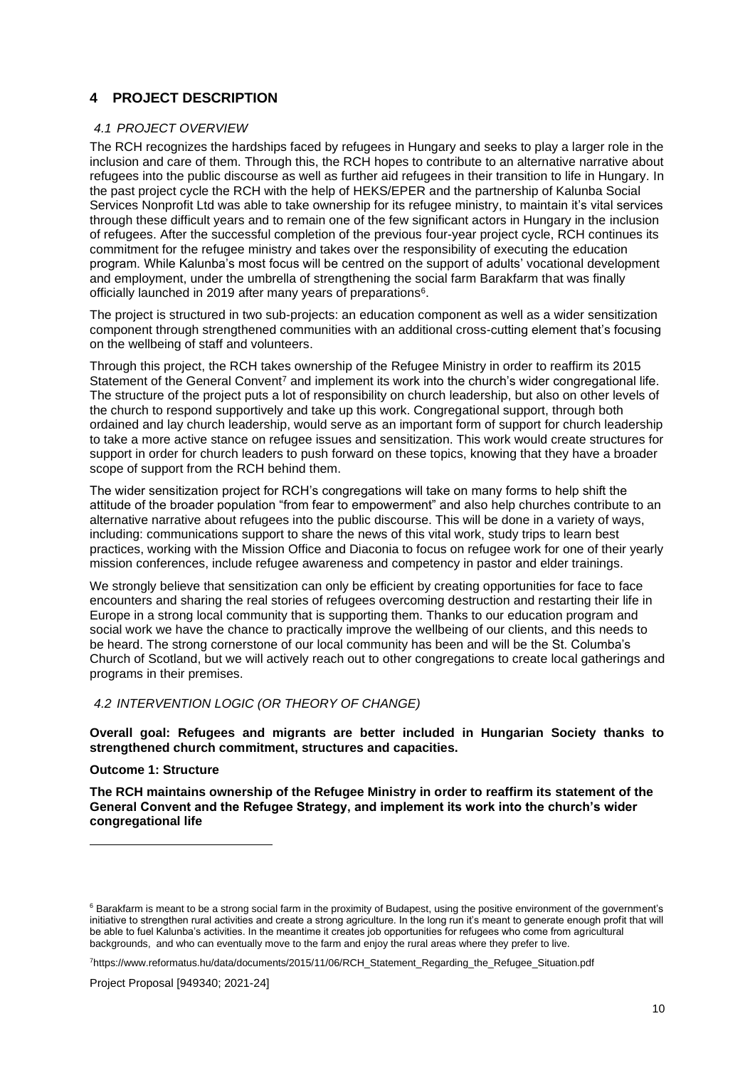## 4 PROJECT DESCRIPTION

### *4.1 PROJECT OVERVIEW*

The RCH recognizes the hardships faced by refugees in Hungary and seeks to play a larger role in the inclusion and care of them. Through this, the RCH hopes to contribute to an alternative narrative about refugees into the public discourse as well as further aid refugees in their transition to life in Hungary. In the past project cycle the RCH with the help of HEKS/EPER and the partnership of Kalunba Social Services Nonprofit Ltd was able to take ownership for its refugee ministry, to maintain it's vital services through these difficult years and to remain one of the few significant actors in Hungary in the inclusion of refugees. After the successful completion of the previous four-year project cycle, RCH continues its commitment for the refugee ministry and takes over the responsibility of executing the education program. While Kalunba's most focus will be centred on the support of adults' vocational development and employment, under the umbrella of strengthening the social farm Barakfarm that was finally officially launched in 2019 after many years of preparations[6].

The project is structured in two sub-projects: an education component as well as a wider sensitization component through strengthened communities with an additional cross-cutting element that's focusing on the wellbeing of staff and volunteers.

Through this project, the RCH takes ownership of the Refugee Ministry in order to reaffirm its 2015 Statement of the General Convent[7] and implement its work into the church's wider congregational life. The structure of the project puts a lot of responsibility on church leadership, but also on other levels of the church to respond supportively and take up this work. Congregational support, through both ordained and lay church leadership, would serve as an important form of support for church leadership to take a more active stance on refugee issues and sensitization. This work would create structures for support in order for church leaders to push forward on these topics, knowing that they have a broader scope of support from the RCH behind them.

The wider sensitization project for RCH's congregations will take on many forms to help shift the attitude of the broader population "from fear to empowerment" and also help churches contribute to an alternative narrative about refugees into the public discourse. This will be done in a variety of ways, including: communications support to share the news of this vital work, study trips to learn best practices, working with the Mission Office and Diaconia to focus on refugee work for one of their yearly mission conferences, include refugee awareness and competency in pastor and elder trainings.

We strongly believe that sensitization can only be efficient by creating opportunities for face to face encounters and sharing the real stories of refugees overcoming destruction and restarting their life in Europe in a strong local community that is supporting them. Thanks to our education program and social work we have the chance to practically improve the wellbeing of our clients, and this needs to be heard. The strong cornerstone of our local community has been and will be the St. Columba's Church of Scotland, but we will actively reach out to other congregations to create local gatherings and programs in their premises.

### *4.2 INTERVENTION LOGIC (OR THEORY OF CHANGE)*

**Overall goal: Refugees and migrants are better included in Hungarian Society thanks to strengthened church commitment, structures and capacities.**

**Outcome 1: Structure**

**The RCH maintains ownership of the Refugee Ministry in order to reaffirm its statement of the General Convent and the Refugee Strategy, and implement its work into the church's wider congregational life**

---

[6] Barakfarm is meant to be a strong social farm in the proximity of Budapest, using the positive environment of the government's initiative to strengthen rural activities and create a strong agriculture. In the long run it's meant to generate enough profit that will be able to fuel Kalunba's activities. In the meantime it creates job opportunities for refugees who come from agricultural backgrounds, and who can eventually move to the farm and enjoy the rural areas where they prefer to live.

[7] https://www.reformatus.hu/data/documents/2015/11/06/RCH_Statement_Regarding_the_Refugee_Situation.pdf

Project Proposal [949340; 2021-24]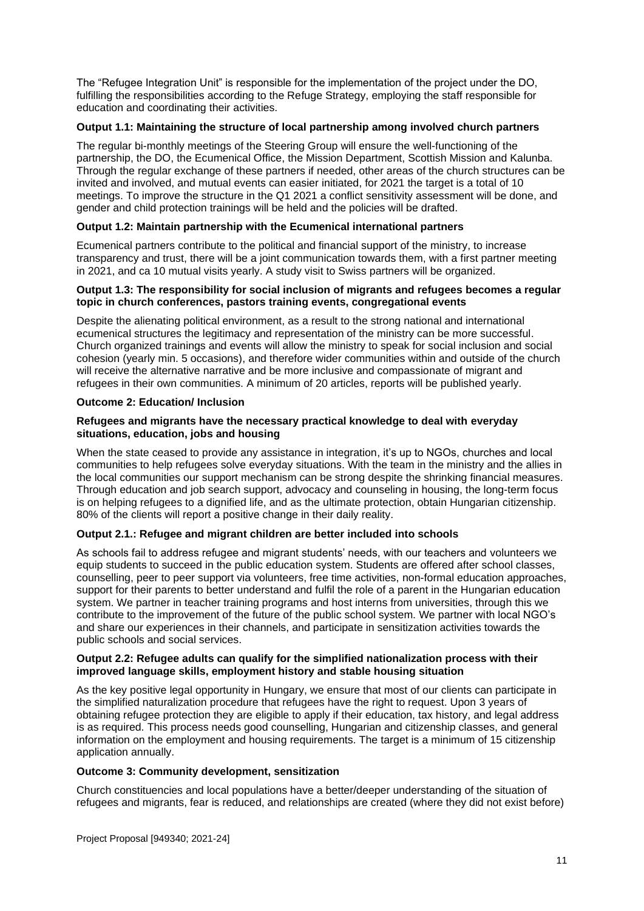The “Refugee Integration Unit” is responsible for the implementation of the project under the DO, fulfilling the responsibilities according to the Refuge Strategy, employing the staff responsible for education and coordinating their activities.

**Output 1.1: Maintaining the structure of local partnership among involved church partners**

The regular bi-monthly meetings of the Steering Group will ensure the well-functioning of the partnership, the DO, the Ecumenical Office, the Mission Department, Scottish Mission and Kalunba. Through the regular exchange of these partners if needed, other areas of the church structures can be invited and involved, and mutual events can easier initiated, for 2021 the target is a total of 10 meetings. To improve the structure in the Q1 2021 a conflict sensitivity assessment will be done, and gender and child protection trainings will be held and the policies will be drafted.

**Output 1.2: Maintain partnership with the Ecumenical international partners**

Ecumenical partners contribute to the political and financial support of the ministry, to increase transparency and trust, there will be a joint communication towards them, with a first partner meeting in 2021, and ca 10 mutual visits yearly. A study visit to Swiss partners will be organized.

**Output 1.3: The responsibility for social inclusion of migrants and refugees becomes a regular topic in church conferences, pastors training events, congregational events**

Despite the alienating political environment, as a result to the strong national and international ecumenical structures the legitimacy and representation of the ministry can be more successful. Church organized trainings and events will allow the ministry to speak for social inclusion and social cohesion (yearly min. 5 occasions), and therefore wider communities within and outside of the church will receive the alternative narrative and be more inclusive and compassionate of migrant and refugees in their own communities. A minimum of 20 articles, reports will be published yearly.

**Outcome 2: Education/ Inclusion**

**Refugees and migrants have the necessary practical knowledge to deal with everyday situations, education, jobs and housing**

When the state ceased to provide any assistance in integration, it’s up to NGOs, churches and local communities to help refugees solve everyday situations. With the team in the ministry and the allies in the local communities our support mechanism can be strong despite the shrinking financial measures. Through education and job search support, advocacy and counseling in housing, the long-term focus is on helping refugees to a dignified life, and as the ultimate protection, obtain Hungarian citizenship. 80% of the clients will report a positive change in their daily reality.

**Output 2.1.: Refugee and migrant children are better included into schools**

As schools fail to address refugee and migrant students’ needs, with our teachers and volunteers we equip students to succeed in the public education system. Students are offered after school classes, counselling, peer to peer support via volunteers, free time activities, non-formal education approaches, support for their parents to better understand and fulfil the role of a parent in the Hungarian education system. We partner in teacher training programs and host interns from universities, through this we contribute to the improvement of the future of the public school system. We partner with local NGO’s and share our experiences in their channels, and participate in sensitization activities towards the public schools and social services.

**Output 2.2: Refugee adults can qualify for the simplified nationalization process with their improved language skills, employment history and stable housing situation**

As the key positive legal opportunity in Hungary, we ensure that most of our clients can participate in the simplified naturalization procedure that refugees have the right to request. Upon 3 years of obtaining refugee protection they are eligible to apply if their education, tax history, and legal address is as required. This process needs good counselling, Hungarian and citizenship classes, and general information on the employment and housing requirements. The target is a minimum of 15 citizenship application annually.

**Outcome 3: Community development, sensitization**

Church constituencies and local populations have a better/deeper understanding of the situation of refugees and migrants, fear is reduced, and relationships are created (where they did not exist before)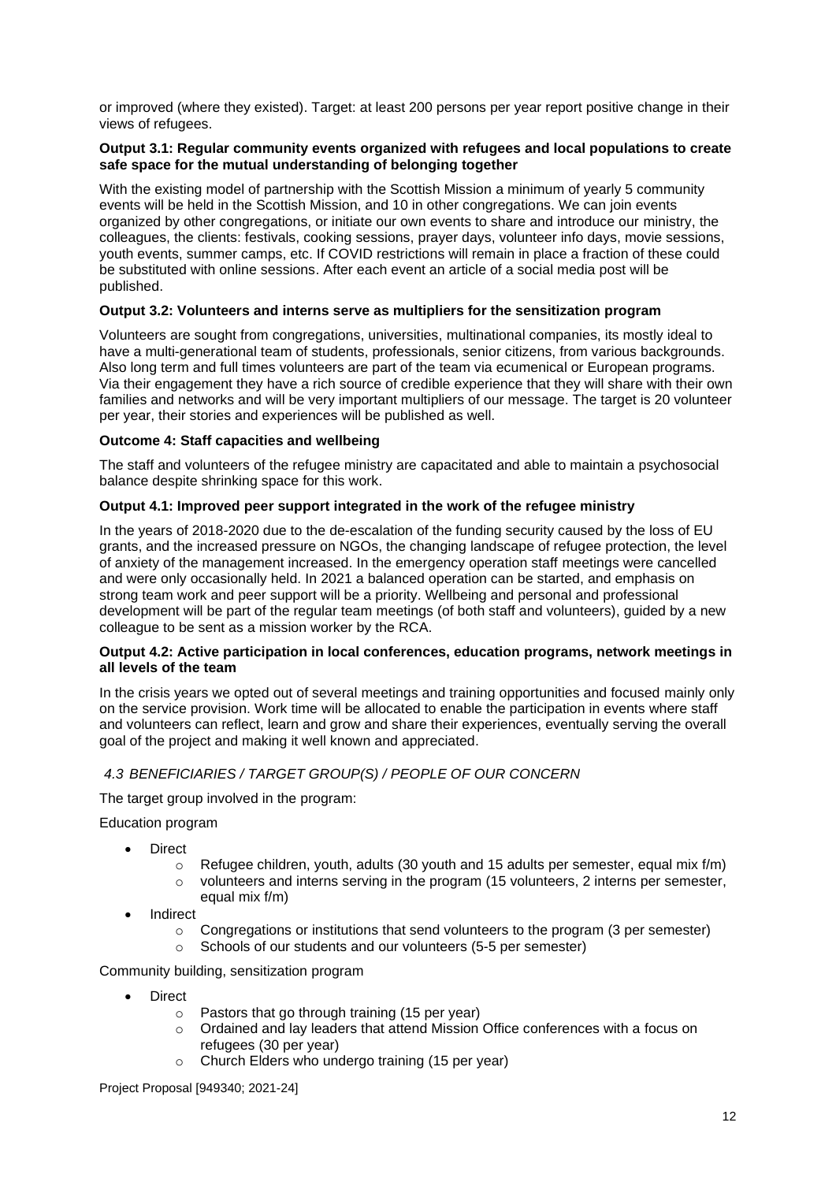or improved (where they existed). Target: at least 200 persons per year report positive change in their views of refugees.

**Output 3.1: Regular community events organized with refugees and local populations to create safe space for the mutual understanding of belonging together**

With the existing model of partnership with the Scottish Mission a minimum of yearly 5 community events will be held in the Scottish Mission, and 10 in other congregations. We can join events organized by other congregations, or initiate our own events to share and introduce our ministry, the colleagues, the clients: festivals, cooking sessions, prayer days, volunteer info days, movie sessions, youth events, summer camps, etc. If COVID restrictions will remain in place a fraction of these could be substituted with online sessions. After each event an article of a social media post will be published.

**Output 3.2: Volunteers and interns serve as multipliers for the sensitization program**

Volunteers are sought from congregations, universities, multinational companies, its mostly ideal to have a multi-generational team of students, professionals, senior citizens, from various backgrounds. Also long term and full times volunteers are part of the team via ecumenical or European programs. Via their engagement they have a rich source of credible experience that they will share with their own families and networks and will be very important multipliers of our message. The target is 20 volunteer per year, their stories and experiences will be published as well.

**Outcome 4: Staff capacities and wellbeing**

The staff and volunteers of the refugee ministry are capacitated and able to maintain a psychosocial balance despite shrinking space for this work.

**Output 4.1: Improved peer support integrated in the work of the refugee ministry**

In the years of 2018-2020 due to the de-escalation of the funding security caused by the loss of EU grants, and the increased pressure on NGOs, the changing landscape of refugee protection, the level of anxiety of the management increased. In the emergency operation staff meetings were cancelled and were only occasionally held. In 2021 a balanced operation can be started, and emphasis on strong team work and peer support will be a priority. Wellbeing and personal and professional development will be part of the regular team meetings (of both staff and volunteers), guided by a new colleague to be sent as a mission worker by the RCA.

**Output 4.2: Active participation in local conferences, education programs, network meetings in all levels of the team**

In the crisis years we opted out of several meetings and training opportunities and focused mainly only on the service provision. Work time will be allocated to enable the participation in events where staff and volunteers can reflect, learn and grow and share their experiences, eventually serving the overall goal of the project and making it well known and appreciated.

### *4.3 BENEFICIARIES / TARGET GROUP(S) / PEOPLE OF OUR CONCERN*

The target group involved in the program:

Education program

- Direct
  - Refugee children, youth, adults (30 youth and 15 adults per semester, equal mix f/m)
  - volunteers and interns serving in the program (15 volunteers, 2 interns per semester, equal mix f/m)
- Indirect
  - Congregations or institutions that send volunteers to the program (3 per semester)
  - Schools of our students and our volunteers (5-5 per semester)

Community building, sensitization program

- Direct
  - Pastors that go through training (15 per year)
  - Ordained and lay leaders that attend Mission Office conferences with a focus on refugees (30 per year)
  - Church Elders who undergo training (15 per year)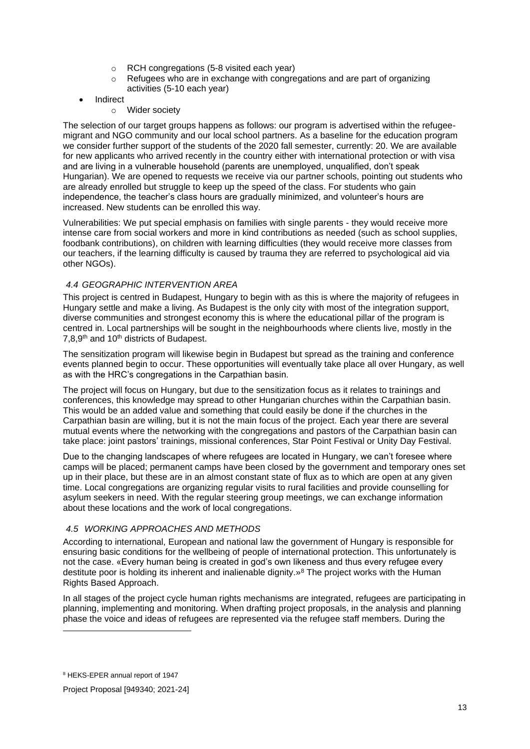- RCH congregations (5-8 visited each year)
  - Refugees who are in exchange with congregations and are part of organizing activities (5-10 each year)
- Indirect
  - Wider society

The selection of our target groups happens as follows: our program is advertised within the refugee-migrant and NGO community and our local school partners. As a baseline for the education program we consider further support of the students of the 2020 fall semester, currently: 20. We are available for new applicants who arrived recently in the country either with international protection or with visa and are living in a vulnerable household (parents are unemployed, unqualified, don't speak Hungarian). We are opened to requests we receive via our partner schools, pointing out students who are already enrolled but struggle to keep up the speed of the class. For students who gain independence, the teacher's class hours are gradually minimized, and volunteer's hours are increased. New students can be enrolled this way.

Vulnerabilities: We put special emphasis on families with single parents - they would receive more intense care from social workers and more in kind contributions as needed (such as school supplies, foodbank contributions), on children with learning difficulties (they would receive more classes from our teachers, if the learning difficulty is caused by trauma they are referred to psychological aid via other NGOs).

### *4.4 GEOGRAPHIC INTERVENTION AREA*

This project is centred in Budapest, Hungary to begin with as this is where the majority of refugees in Hungary settle and make a living. As Budapest is the only city with most of the integration support, diverse communities and strongest economy this is where the educational pillar of the program is centred in. Local partnerships will be sought in the neighbourhoods where clients live, mostly in the 7,8,9th and 10th districts of Budapest.

The sensitization program will likewise begin in Budapest but spread as the training and conference events planned begin to occur. These opportunities will eventually take place all over Hungary, as well as with the HRC's congregations in the Carpathian basin.

The project will focus on Hungary, but due to the sensitization focus as it relates to trainings and conferences, this knowledge may spread to other Hungarian churches within the Carpathian basin. This would be an added value and something that could easily be done if the churches in the Carpathian basin are willing, but it is not the main focus of the project. Each year there are several mutual events where the networking with the congregations and pastors of the Carpathian basin can take place: joint pastors' trainings, missional conferences, Star Point Festival or Unity Day Festival.

Due to the changing landscapes of where refugees are located in Hungary, we can't foresee where camps will be placed; permanent camps have been closed by the government and temporary ones set up in their place, but these are in an almost constant state of flux as to which are open at any given time. Local congregations are organizing regular visits to rural facilities and provide counselling for asylum seekers in need. With the regular steering group meetings, we can exchange information about these locations and the work of local congregations.

### *4.5 WORKING APPROACHES AND METHODS*

According to international, European and national law the government of Hungary is responsible for ensuring basic conditions for the wellbeing of people of international protection. This unfortunately is not the case. «Every human being is created in god's own likeness and thus every refugee every destitute poor is holding its inherent and inalienable dignity.»[8] The project works with the Human Rights Based Approach.

In all stages of the project cycle human rights mechanisms are integrated, refugees are participating in planning, implementing and monitoring. When drafting project proposals, in the analysis and planning phase the voice and ideas of refugees are represented via the refugee staff members. During the

---

[8] HEKS-EPER annual report of 1947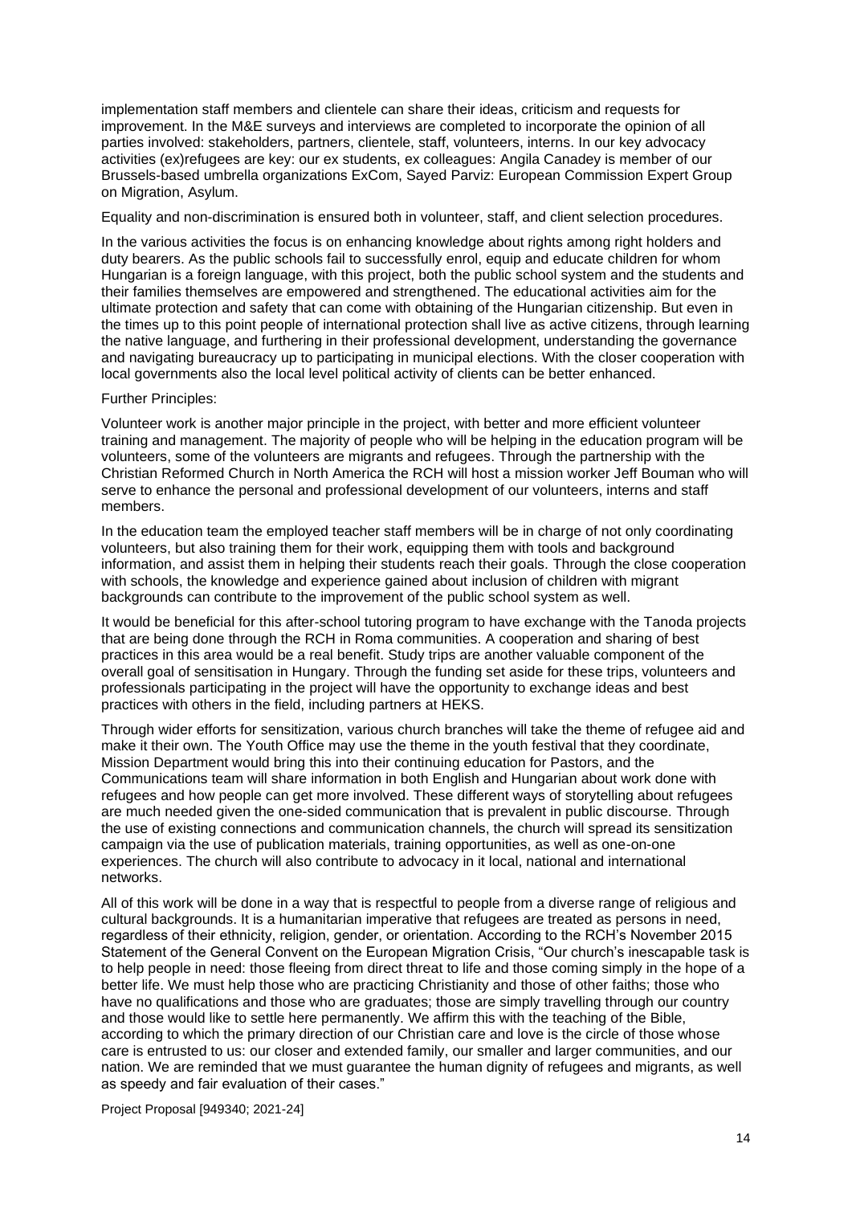implementation staff members and clientele can share their ideas, criticism and requests for improvement. In the M&E surveys and interviews are completed to incorporate the opinion of all parties involved: stakeholders, partners, clientele, staff, volunteers, interns. In our key advocacy activities (ex)refugees are key: our ex students, ex colleagues: Angila Canadey is member of our Brussels-based umbrella organizations ExCom, Sayed Parviz: European Commission Expert Group on Migration, Asylum.

Equality and non-discrimination is ensured both in volunteer, staff, and client selection procedures.

In the various activities the focus is on enhancing knowledge about rights among right holders and duty bearers. As the public schools fail to successfully enrol, equip and educate children for whom Hungarian is a foreign language, with this project, both the public school system and the students and their families themselves are empowered and strengthened. The educational activities aim for the ultimate protection and safety that can come with obtaining of the Hungarian citizenship. But even in the times up to this point people of international protection shall live as active citizens, through learning the native language, and furthering in their professional development, understanding the governance and navigating bureaucracy up to participating in municipal elections. With the closer cooperation with local governments also the local level political activity of clients can be better enhanced.

Further Principles:

Volunteer work is another major principle in the project, with better and more efficient volunteer training and management. The majority of people who will be helping in the education program will be volunteers, some of the volunteers are migrants and refugees. Through the partnership with the Christian Reformed Church in North America the RCH will host a mission worker Jeff Bouman who will serve to enhance the personal and professional development of our volunteers, interns and staff members.

In the education team the employed teacher staff members will be in charge of not only coordinating volunteers, but also training them for their work, equipping them with tools and background information, and assist them in helping their students reach their goals. Through the close cooperation with schools, the knowledge and experience gained about inclusion of children with migrant backgrounds can contribute to the improvement of the public school system as well.

It would be beneficial for this after-school tutoring program to have exchange with the Tanoda projects that are being done through the RCH in Roma communities. A cooperation and sharing of best practices in this area would be a real benefit. Study trips are another valuable component of the overall goal of sensitisation in Hungary. Through the funding set aside for these trips, volunteers and professionals participating in the project will have the opportunity to exchange ideas and best practices with others in the field, including partners at HEKS.

Through wider efforts for sensitization, various church branches will take the theme of refugee aid and make it their own. The Youth Office may use the theme in the youth festival that they coordinate, Mission Department would bring this into their continuing education for Pastors, and the Communications team will share information in both English and Hungarian about work done with refugees and how people can get more involved. These different ways of storytelling about refugees are much needed given the one-sided communication that is prevalent in public discourse. Through the use of existing connections and communication channels, the church will spread its sensitization campaign via the use of publication materials, training opportunities, as well as one-on-one experiences. The church will also contribute to advocacy in it local, national and international networks.

All of this work will be done in a way that is respectful to people from a diverse range of religious and cultural backgrounds. It is a humanitarian imperative that refugees are treated as persons in need, regardless of their ethnicity, religion, gender, or orientation. According to the RCH's November 2015 Statement of the General Convent on the European Migration Crisis, "Our church's inescapable task is to help people in need: those fleeing from direct threat to life and those coming simply in the hope of a better life. We must help those who are practicing Christianity and those of other faiths; those who have no qualifications and those who are graduates; those are simply travelling through our country and those would like to settle here permanently. We affirm this with the teaching of the Bible, according to which the primary direction of our Christian care and love is the circle of those whose care is entrusted to us: our closer and extended family, our smaller and larger communities, and our nation. We are reminded that we must guarantee the human dignity of refugees and migrants, as well as speedy and fair evaluation of their cases."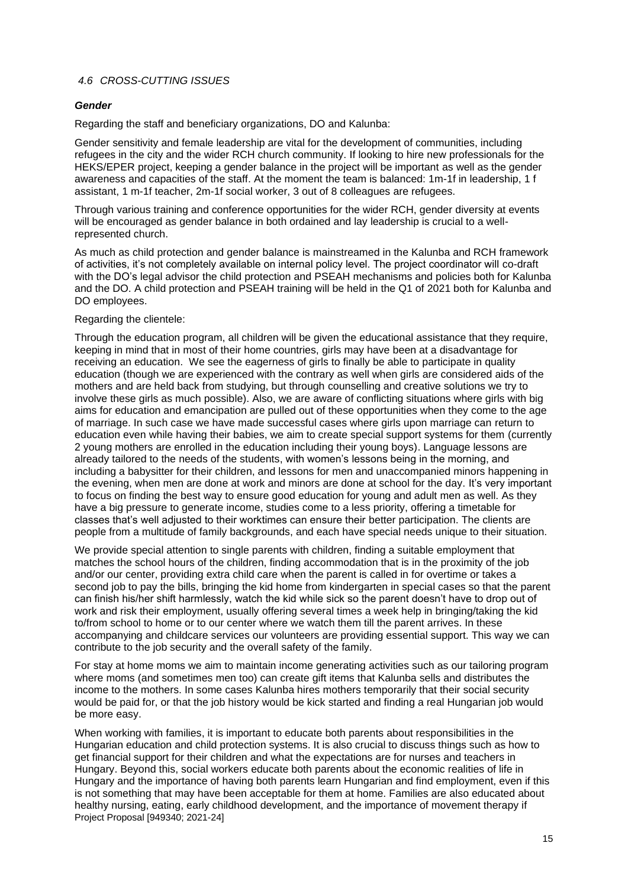### *4.6 CROSS-CUTTING ISSUES*

***Gender***

Regarding the staff and beneficiary organizations, DO and Kalunba:

Gender sensitivity and female leadership are vital for the development of communities, including refugees in the city and the wider RCH church community. If looking to hire new professionals for the HEKS/EPER project, keeping a gender balance in the project will be important as well as the gender awareness and capacities of the staff. At the moment the team is balanced: 1m-1f in leadership, 1 f assistant, 1 m-1f teacher, 2m-1f social worker, 3 out of 8 colleagues are refugees.

Through various training and conference opportunities for the wider RCH, gender diversity at events will be encouraged as gender balance in both ordained and lay leadership is crucial to a well-represented church.

As much as child protection and gender balance is mainstreamed in the Kalunba and RCH framework of activities, it's not completely available on internal policy level. The project coordinator will co-draft with the DO's legal advisor the child protection and PSEAH mechanisms and policies both for Kalunba and the DO. A child protection and PSEAH training will be held in the Q1 of 2021 both for Kalunba and DO employees.

Regarding the clientele:

Through the education program, all children will be given the educational assistance that they require, keeping in mind that in most of their home countries, girls may have been at a disadvantage for receiving an education. We see the eagerness of girls to finally be able to participate in quality education (though we are experienced with the contrary as well when girls are considered aids of the mothers and are held back from studying, but through counselling and creative solutions we try to involve these girls as much possible). Also, we are aware of conflicting situations where girls with big aims for education and emancipation are pulled out of these opportunities when they come to the age of marriage. In such case we have made successful cases where girls upon marriage can return to education even while having their babies, we aim to create special support systems for them (currently 2 young mothers are enrolled in the education including their young boys). Language lessons are already tailored to the needs of the students, with women's lessons being in the morning, and including a babysitter for their children, and lessons for men and unaccompanied minors happening in the evening, when men are done at work and minors are done at school for the day. It's very important to focus on finding the best way to ensure good education for young and adult men as well. As they have a big pressure to generate income, studies come to a less priority, offering a timetable for classes that's well adjusted to their worktimes can ensure their better participation. The clients are people from a multitude of family backgrounds, and each have special needs unique to their situation.

We provide special attention to single parents with children, finding a suitable employment that matches the school hours of the children, finding accommodation that is in the proximity of the job and/or our center, providing extra child care when the parent is called in for overtime or takes a second job to pay the bills, bringing the kid home from kindergarten in special cases so that the parent can finish his/her shift harmlessly, watch the kid while sick so the parent doesn't have to drop out of work and risk their employment, usually offering several times a week help in bringing/taking the kid to/from school to home or to our center where we watch them till the parent arrives. In these accompanying and childcare services our volunteers are providing essential support. This way we can contribute to the job security and the overall safety of the family.

For stay at home moms we aim to maintain income generating activities such as our tailoring program where moms (and sometimes men too) can create gift items that Kalunba sells and distributes the income to the mothers. In some cases Kalunba hires mothers temporarily that their social security would be paid for, or that the job history would be kick started and finding a real Hungarian job would be more easy.

When working with families, it is important to educate both parents about responsibilities in the Hungarian education and child protection systems. It is also crucial to discuss things such as how to get financial support for their children and what the expectations are for nurses and teachers in Hungary. Beyond this, social workers educate both parents about the economic realities of life in Hungary and the importance of having both parents learn Hungarian and find employment, even if this is not something that may have been acceptable for them at home. Families are also educated about healthy nursing, eating, early childhood development, and the importance of movement therapy if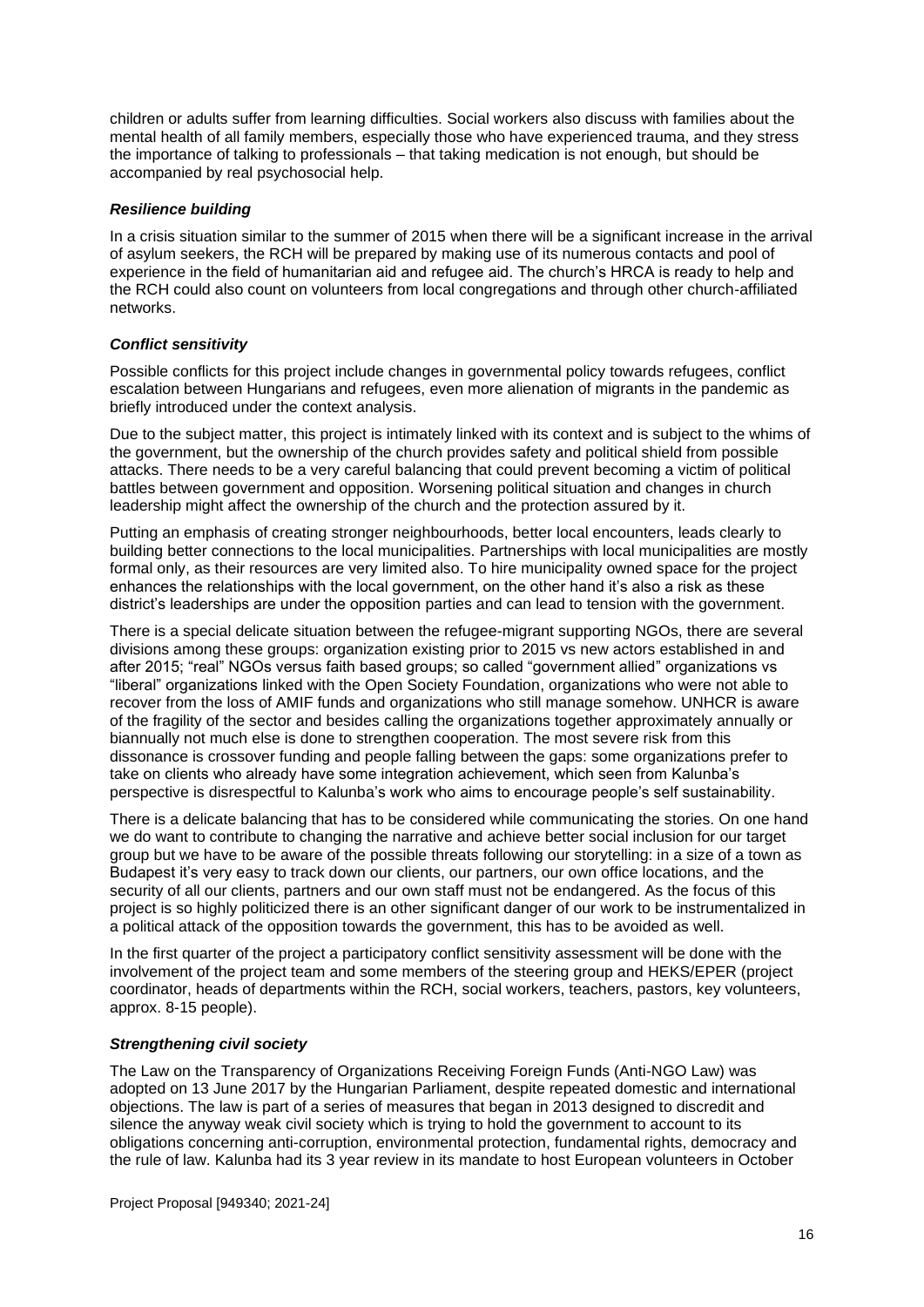children or adults suffer from learning difficulties. Social workers also discuss with families about the mental health of all family members, especially those who have experienced trauma, and they stress the importance of talking to professionals – that taking medication is not enough, but should be accompanied by real psychosocial help.

### *Resilience building*

In a crisis situation similar to the summer of 2015 when there will be a significant increase in the arrival of asylum seekers, the RCH will be prepared by making use of its numerous contacts and pool of experience in the field of humanitarian aid and refugee aid. The church's HRCA is ready to help and the RCH could also count on volunteers from local congregations and through other church-affiliated networks.

### *Conflict sensitivity*

Possible conflicts for this project include changes in governmental policy towards refugees, conflict escalation between Hungarians and refugees, even more alienation of migrants in the pandemic as briefly introduced under the context analysis.

Due to the subject matter, this project is intimately linked with its context and is subject to the whims of the government, but the ownership of the church provides safety and political shield from possible attacks. There needs to be a very careful balancing that could prevent becoming a victim of political battles between government and opposition. Worsening political situation and changes in church leadership might affect the ownership of the church and the protection assured by it.

Putting an emphasis of creating stronger neighbourhoods, better local encounters, leads clearly to building better connections to the local municipalities. Partnerships with local municipalities are mostly formal only, as their resources are very limited also. To hire municipality owned space for the project enhances the relationships with the local government, on the other hand it's also a risk as these district's leaderships are under the opposition parties and can lead to tension with the government.

There is a special delicate situation between the refugee-migrant supporting NGOs, there are several divisions among these groups: organization existing prior to 2015 vs new actors established in and after 2015; "real" NGOs versus faith based groups; so called "government allied" organizations vs "liberal" organizations linked with the Open Society Foundation, organizations who were not able to recover from the loss of AMIF funds and organizations who still manage somehow. UNHCR is aware of the fragility of the sector and besides calling the organizations together approximately annually or biannually not much else is done to strengthen cooperation. The most severe risk from this dissonance is crossover funding and people falling between the gaps: some organizations prefer to take on clients who already have some integration achievement, which seen from Kalunba's perspective is disrespectful to Kalunba's work who aims to encourage people's self sustainability.

There is a delicate balancing that has to be considered while communicating the stories. On one hand we do want to contribute to changing the narrative and achieve better social inclusion for our target group but we have to be aware of the possible threats following our storytelling: in a size of a town as Budapest it's very easy to track down our clients, our partners, our own office locations, and the security of all our clients, partners and our own staff must not be endangered. As the focus of this project is so highly politicized there is an other significant danger of our work to be instrumentalized in a political attack of the opposition towards the government, this has to be avoided as well.

In the first quarter of the project a participatory conflict sensitivity assessment will be done with the involvement of the project team and some members of the steering group and HEKS/EPER (project coordinator, heads of departments within the RCH, social workers, teachers, pastors, key volunteers, approx. 8-15 people).

### *Strengthening civil society*

The Law on the Transparency of Organizations Receiving Foreign Funds (Anti-NGO Law) was adopted on 13 June 2017 by the Hungarian Parliament, despite repeated domestic and international objections. The law is part of a series of measures that began in 2013 designed to discredit and silence the anyway weak civil society which is trying to hold the government to account to its obligations concerning anti-corruption, environmental protection, fundamental rights, democracy and the rule of law. Kalunba had its 3 year review in its mandate to host European volunteers in October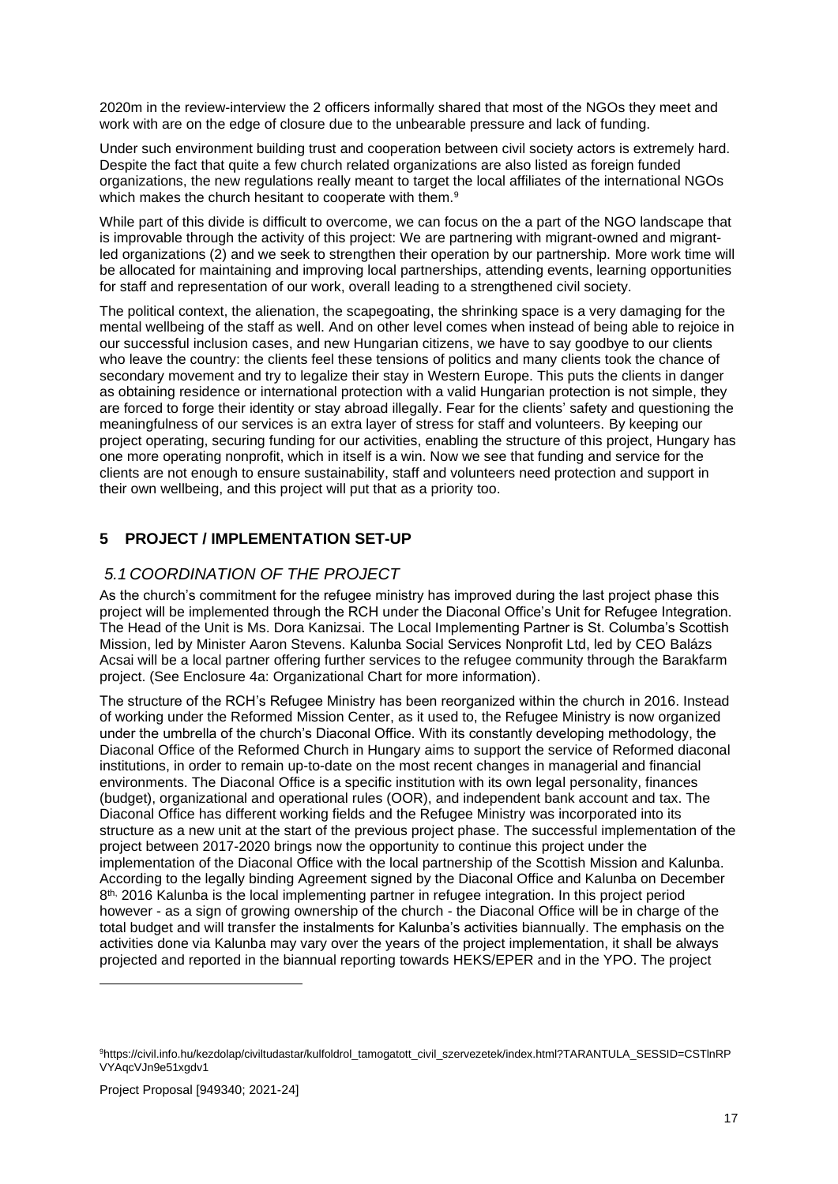2020m in the review-interview the 2 officers informally shared that most of the NGOs they meet and work with are on the edge of closure due to the unbearable pressure and lack of funding.

Under such environment building trust and cooperation between civil society actors is extremely hard. Despite the fact that quite a few church related organizations are also listed as foreign funded organizations, the new regulations really meant to target the local affiliates of the international NGOs which makes the church hesitant to cooperate with them.[9]

While part of this divide is difficult to overcome, we can focus on the a part of the NGO landscape that is improvable through the activity of this project: We are partnering with migrant-owned and migrant-led organizations (2) and we seek to strengthen their operation by our partnership. More work time will be allocated for maintaining and improving local partnerships, attending events, learning opportunities for staff and representation of our work, overall leading to a strengthened civil society.

The political context, the alienation, the scapegoating, the shrinking space is a very damaging for the mental wellbeing of the staff as well. And on other level comes when instead of being able to rejoice in our successful inclusion cases, and new Hungarian citizens, we have to say goodbye to our clients who leave the country: the clients feel these tensions of politics and many clients took the chance of secondary movement and try to legalize their stay in Western Europe. This puts the clients in danger as obtaining residence or international protection with a valid Hungarian protection is not simple, they are forced to forge their identity or stay abroad illegally. Fear for the clients' safety and questioning the meaningfulness of our services is an extra layer of stress for staff and volunteers. By keeping our project operating, securing funding for our activities, enabling the structure of this project, Hungary has one more operating nonprofit, which in itself is a win. Now we see that funding and service for the clients are not enough to ensure sustainability, staff and volunteers need protection and support in their own wellbeing, and this project will put that as a priority too.

## 5 PROJECT / IMPLEMENTATION SET-UP

### *5.1 COORDINATION OF THE PROJECT*

As the church's commitment for the refugee ministry has improved during the last project phase this project will be implemented through the RCH under the Diaconal Office's Unit for Refugee Integration. The Head of the Unit is Ms. Dora Kanizsai. The Local Implementing Partner is St. Columba's Scottish Mission, led by Minister Aaron Stevens. Kalunba Social Services Nonprofit Ltd, led by CEO Balázs Acsai will be a local partner offering further services to the refugee community through the Barakfarm project. (See Enclosure 4a: Organizational Chart for more information).

The structure of the RCH's Refugee Ministry has been reorganized within the church in 2016. Instead of working under the Reformed Mission Center, as it used to, the Refugee Ministry is now organized under the umbrella of the church's Diaconal Office. With its constantly developing methodology, the Diaconal Office of the Reformed Church in Hungary aims to support the service of Reformed diaconal institutions, in order to remain up-to-date on the most recent changes in managerial and financial environments. The Diaconal Office is a specific institution with its own legal personality, finances (budget), organizational and operational rules (OOR), and independent bank account and tax. The Diaconal Office has different working fields and the Refugee Ministry was incorporated into its structure as a new unit at the start of the previous project phase. The successful implementation of the project between 2017-2020 brings now the opportunity to continue this project under the implementation of the Diaconal Office with the local partnership of the Scottish Mission and Kalunba. According to the legally binding Agreement signed by the Diaconal Office and Kalunba on December 8th, 2016 Kalunba is the local implementing partner in refugee integration. In this project period however - as a sign of growing ownership of the church - the Diaconal Office will be in charge of the total budget and will transfer the instalments for Kalunba's activities biannually. The emphasis on the activities done via Kalunba may vary over the years of the project implementation, it shall be always projected and reported in the biannual reporting towards HEKS/EPER and in the YPO. The project

[9] https://civil.info.hu/kezdolap/civiltudastar/kulfoldrol_tamogatott_civil_szervezetek/index.html?TARANTULA_SESSID=CSTlnRPVYAqcVJn9e51xgdv1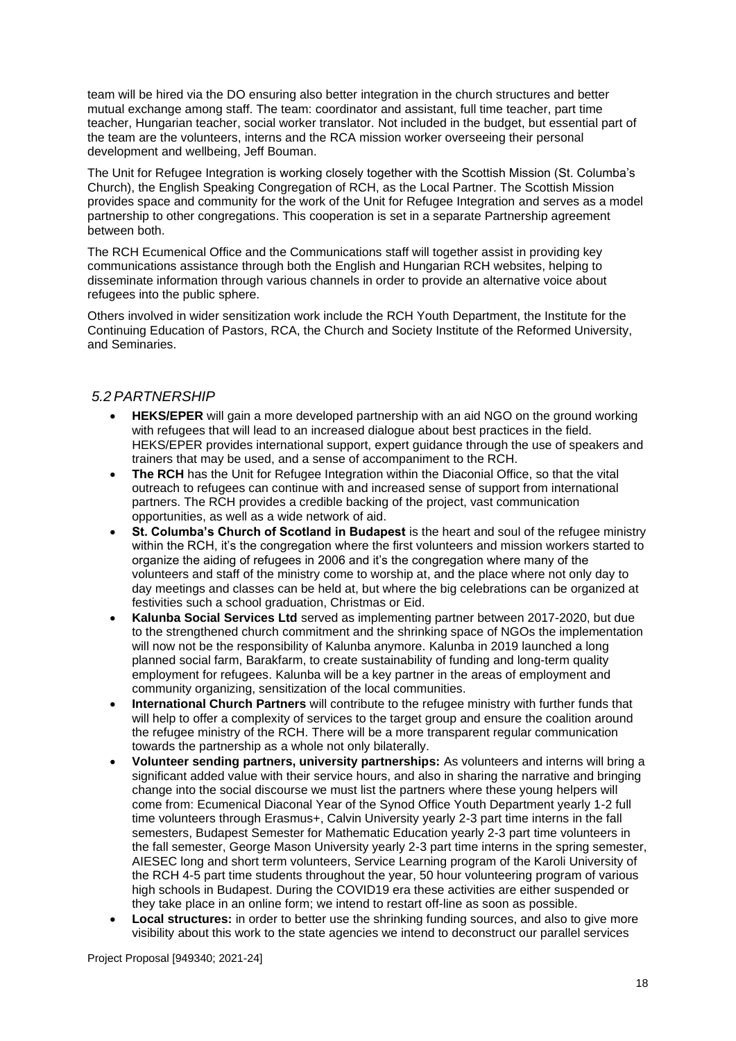team will be hired via the DO ensuring also better integration in the church structures and better mutual exchange among staff. The team: coordinator and assistant, full time teacher, part time teacher, Hungarian teacher, social worker translator. Not included in the budget, but essential part of the team are the volunteers, interns and the RCA mission worker overseeing their personal development and wellbeing, Jeff Bouman.

The Unit for Refugee Integration is working closely together with the Scottish Mission (St. Columba's Church), the English Speaking Congregation of RCH, as the Local Partner. The Scottish Mission provides space and community for the work of the Unit for Refugee Integration and serves as a model partnership to other congregations. This cooperation is set in a separate Partnership agreement between both.

The RCH Ecumenical Office and the Communications staff will together assist in providing key communications assistance through both the English and Hungarian RCH websites, helping to disseminate information through various channels in order to provide an alternative voice about refugees into the public sphere.

Others involved in wider sensitization work include the RCH Youth Department, the Institute for the Continuing Education of Pastors, RCA, the Church and Society Institute of the Reformed University, and Seminaries.

## *5.2 PARTNERSHIP*

- **HEKS/EPER** will gain a more developed partnership with an aid NGO on the ground working with refugees that will lead to an increased dialogue about best practices in the field. HEKS/EPER provides international support, expert guidance through the use of speakers and trainers that may be used, and a sense of accompaniment to the RCH.
- **The RCH** has the Unit for Refugee Integration within the Diaconial Office, so that the vital outreach to refugees can continue with and increased sense of support from international partners. The RCH provides a credible backing of the project, vast communication opportunities, as well as a wide network of aid.
- **St. Columba's Church of Scotland in Budapest** is the heart and soul of the refugee ministry within the RCH, it's the congregation where the first volunteers and mission workers started to organize the aiding of refugees in 2006 and it's the congregation where many of the volunteers and staff of the ministry come to worship at, and the place where not only day to day meetings and classes can be held at, but where the big celebrations can be organized at festivities such a school graduation, Christmas or Eid.
- **Kalunba Social Services Ltd** served as implementing partner between 2017-2020, but due to the strengthened church commitment and the shrinking space of NGOs the implementation will now not be the responsibility of Kalunba anymore. Kalunba in 2019 launched a long planned social farm, Barakfarm, to create sustainability of funding and long-term quality employment for refugees. Kalunba will be a key partner in the areas of employment and community organizing, sensitization of the local communities.
- **International Church Partners** will contribute to the refugee ministry with further funds that will help to offer a complexity of services to the target group and ensure the coalition around the refugee ministry of the RCH. There will be a more transparent regular communication towards the partnership as a whole not only bilaterally.
- **Volunteer sending partners, university partnerships:** As volunteers and interns will bring a significant added value with their service hours, and also in sharing the narrative and bringing change into the social discourse we must list the partners where these young helpers will come from: Ecumenical Diaconal Year of the Synod Office Youth Department yearly 1-2 full time volunteers through Erasmus+, Calvin University yearly 2-3 part time interns in the fall semesters, Budapest Semester for Mathematic Education yearly 2-3 part time volunteers in the fall semester, George Mason University yearly 2-3 part time interns in the spring semester, AIESEC long and short term volunteers, Service Learning program of the Karoli University of the RCH 4-5 part time students throughout the year, 50 hour volunteering program of various high schools in Budapest. During the COVID19 era these activities are either suspended or they take place in an online form; we intend to restart off-line as soon as possible.
- **Local structures:** in order to better use the shrinking funding sources, and also to give more visibility about this work to the state agencies we intend to deconstruct our parallel services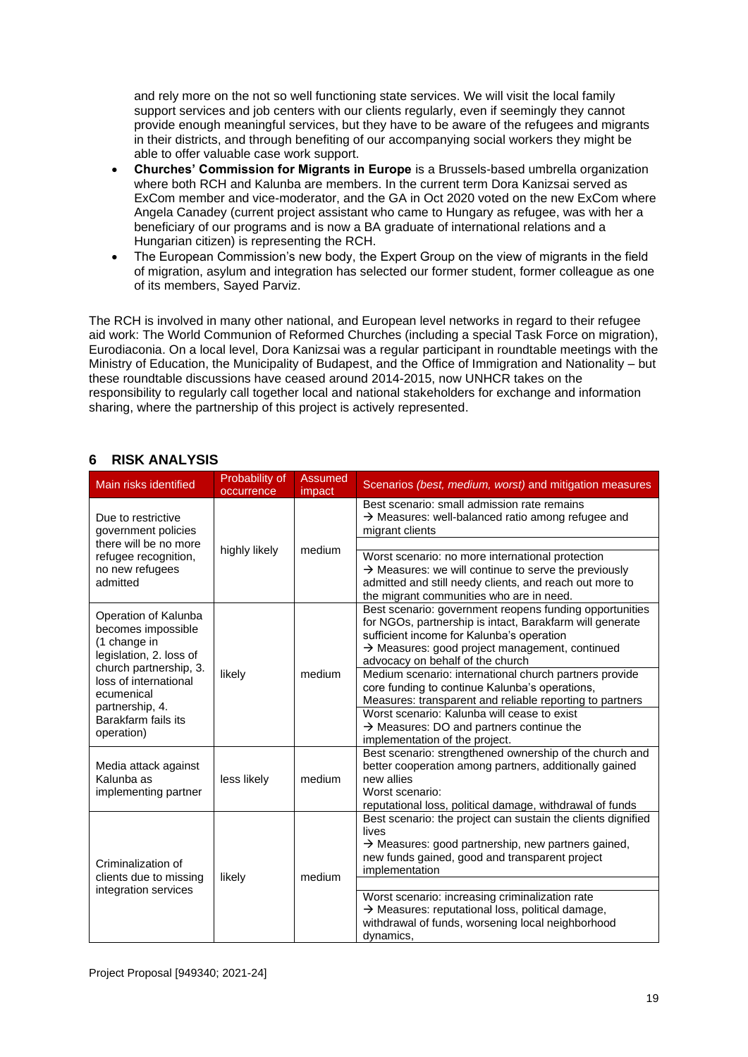and rely more on the not so well functioning state services. We will visit the local family support services and job centers with our clients regularly, even if seemingly they cannot provide enough meaningful services, but they have to be aware of the refugees and migrants in their districts, and through benefiting of our accompanying social workers they might be able to offer valuable case work support.

- **Churches' Commission for Migrants in Europe** is a Brussels-based umbrella organization where both RCH and Kalunba are members. In the current term Dora Kanizsai served as ExCom member and vice-moderator, and the GA in Oct 2020 voted on the new ExCom where Angela Canadey (current project assistant who came to Hungary as refugee, was with her a beneficiary of our programs and is now a BA graduate of international relations and a Hungarian citizen) is representing the RCH.
- The European Commission's new body, the Expert Group on the view of migrants in the field of migration, asylum and integration has selected our former student, former colleague as one of its members, Sayed Parviz.

The RCH is involved in many other national, and European level networks in regard to their refugee aid work: The World Communion of Reformed Churches (including a special Task Force on migration), Eurodiaconia. On a local level, Dora Kanizsai was a regular participant in roundtable meetings with the Ministry of Education, the Municipality of Budapest, and the Office of Immigration and Nationality – but these roundtable discussions have ceased around 2014-2015, now UNHCR takes on the responsibility to regularly call together local and national stakeholders for exchange and information sharing, where the partnership of this project is actively represented.

## 6 RISK ANALYSIS

| Main risks identified | Probability of occurrence | Assumed impact | Scenarios *(best, medium, worst)* and mitigation measures |
|---|---|---|---|
| Due to restrictive government policies there will be no more refugee recognition, no new refugees admitted | highly likely | medium | Best scenario: small admission rate remains<br>→ Measures: well-balanced ratio among refugee and migrant clients |
| | | | |
| | | | Worst scenario: no more international protection<br>→ Measures: we will continue to serve the previously admitted and still needy clients, and reach out more to the migrant communities who are in need. |
| Operation of Kalunba becomes impossible (1 change in legislation, 2. loss of church partnership, 3. loss of international ecumenical partnership, 4. Barakfarm fails its operation) | likely | medium | Best scenario: government reopens funding opportunities for NGOs, partnership is intact, Barakfarm will generate sufficient income for Kalunba's operation<br>→ Measures: good project management, continued advocacy on behalf of the church |
| | | | Medium scenario: international church partners provide core funding to continue Kalunba's operations,<br>Measures: transparent and reliable reporting to partners |
| | | | Worst scenario: Kalunba will cease to exist<br>→ Measures: DO and partners continue the implementation of the project. |
| Media attack against Kalunba as implementing partner | less likely | medium | Best scenario: strengthened ownership of the church and better cooperation among partners, additionally gained new allies<br>Worst scenario:<br>reputational loss, political damage, withdrawal of funds |
| Criminalization of clients due to missing integration services | likely | medium | Best scenario: the project can sustain the clients dignified lives<br>→ Measures: good partnership, new partners gained, new funds gained, good and transparent project implementation |
| | | | |
| | | | Worst scenario: increasing criminalization rate<br>→ Measures: reputational loss, political damage, withdrawal of funds, worsening local neighborhood dynamics, |

Project Proposal [949340; 2021-24]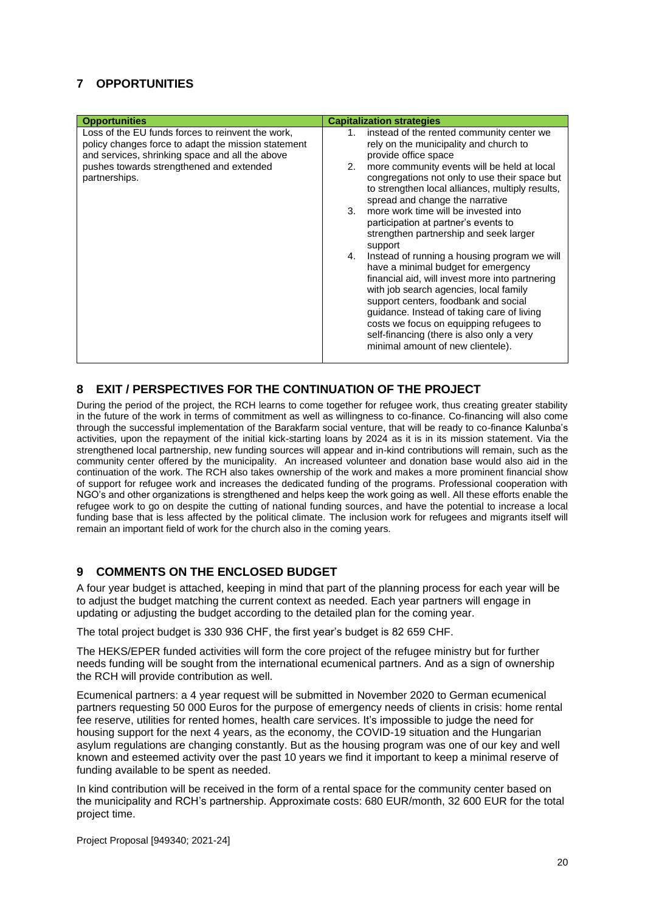## 7 OPPORTUNITIES

| Opportunities | Capitalization strategies |
|---|---|
| Loss of the EU funds forces to reinvent the work, policy changes force to adapt the mission statement and services, shrinking space and all the above pushes towards strengthened and extended partnerships. | 1. instead of the rented community center we rely on the municipality and church to provide office space<br>2. more community events will be held at local congregations not only to use their space but to strengthen local alliances, multiply results, spread and change the narrative<br>3. more work time will be invested into participation at partner's events to strengthen partnership and seek larger support<br>4. Instead of running a housing program we will have a minimal budget for emergency financial aid, will invest more into partnering with job search agencies, local family support centers, foodbank and social guidance. Instead of taking care of living costs we focus on equipping refugees to self-financing (there is also only a very minimal amount of new clientele). |

## 8 EXIT / PERSPECTIVES FOR THE CONTINUATION OF THE PROJECT

During the period of the project, the RCH learns to come together for refugee work, thus creating greater stability in the future of the work in terms of commitment as well as willingness to co-finance. Co-financing will also come through the successful implementation of the Barakfarm social venture, that will be ready to co-finance Kalunba's activities, upon the repayment of the initial kick-starting loans by 2024 as it is in its mission statement. Via the strengthened local partnership, new funding sources will appear and in-kind contributions will remain, such as the community center offered by the municipality. An increased volunteer and donation base would also aid in the continuation of the work. The RCH also takes ownership of the work and makes a more prominent financial show of support for refugee work and increases the dedicated funding of the programs. Professional cooperation with NGO's and other organizations is strengthened and helps keep the work going as well. All these efforts enable the refugee work to go on despite the cutting of national funding sources, and have the potential to increase a local funding base that is less affected by the political climate. The inclusion work for refugees and migrants itself will remain an important field of work for the church also in the coming years.

## 9 COMMENTS ON THE ENCLOSED BUDGET

A four year budget is attached, keeping in mind that part of the planning process for each year will be to adjust the budget matching the current context as needed. Each year partners will engage in updating or adjusting the budget according to the detailed plan for the coming year.

The total project budget is 330 936 CHF, the first year's budget is 82 659 CHF.

The HEKS/EPER funded activities will form the core project of the refugee ministry but for further needs funding will be sought from the international ecumenical partners. And as a sign of ownership the RCH will provide contribution as well.

Ecumenical partners: a 4 year request will be submitted in November 2020 to German ecumenical partners requesting 50 000 Euros for the purpose of emergency needs of clients in crisis: home rental fee reserve, utilities for rented homes, health care services. It's impossible to judge the need for housing support for the next 4 years, as the economy, the COVID-19 situation and the Hungarian asylum regulations are changing constantly. But as the housing program was one of our key and well known and esteemed activity over the past 10 years we find it important to keep a minimal reserve of funding available to be spent as needed.

In kind contribution will be received in the form of a rental space for the community center based on the municipality and RCH's partnership. Approximate costs: 680 EUR/month, 32 600 EUR for the total project time.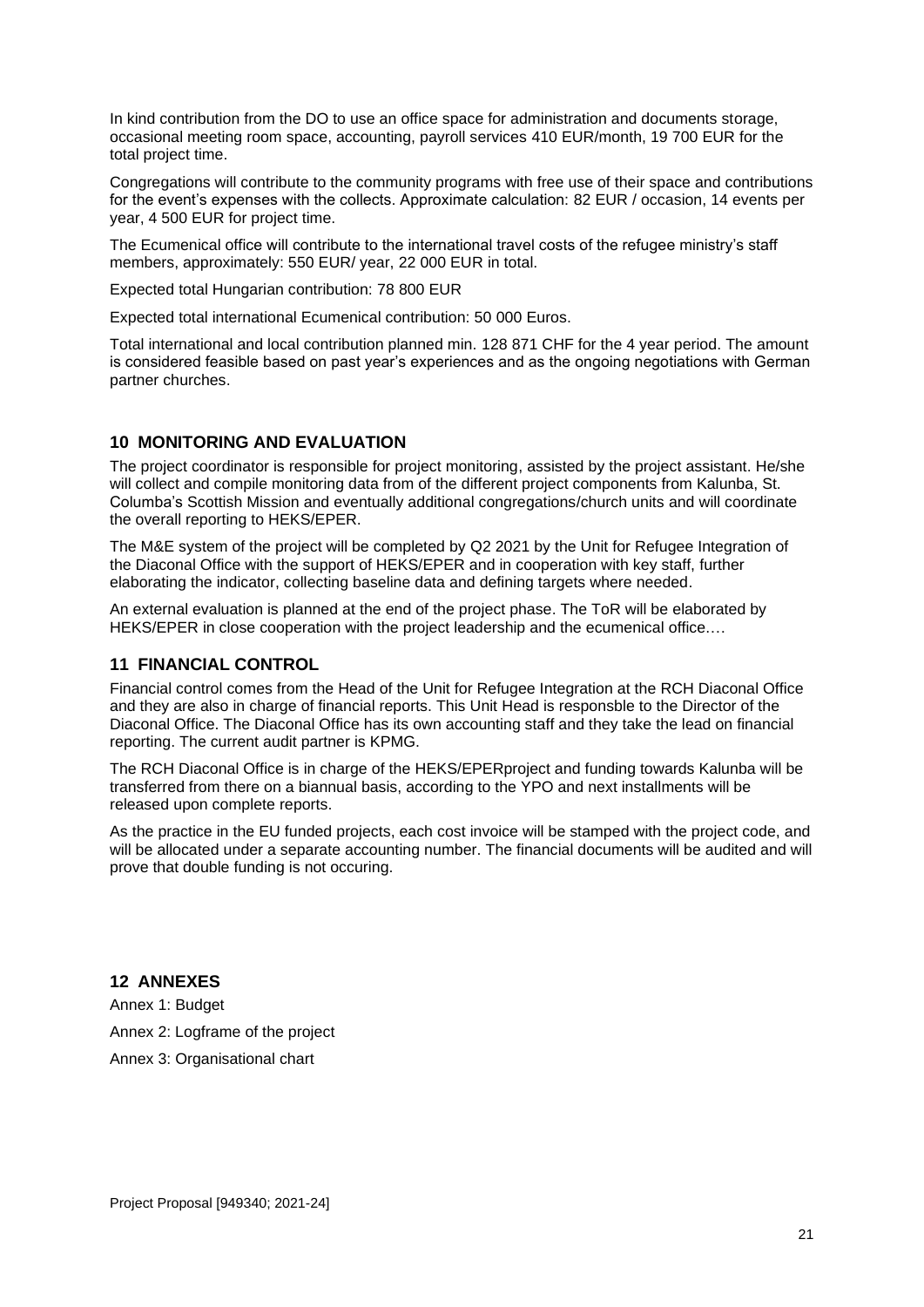In kind contribution from the DO to use an office space for administration and documents storage, occasional meeting room space, accounting, payroll services 410 EUR/month, 19 700 EUR for the total project time.

Congregations will contribute to the community programs with free use of their space and contributions for the event's expenses with the collects. Approximate calculation: 82 EUR / occasion, 14 events per year, 4 500 EUR for project time.

The Ecumenical office will contribute to the international travel costs of the refugee ministry's staff members, approximately: 550 EUR/ year, 22 000 EUR in total.

Expected total Hungarian contribution: 78 800 EUR

Expected total international Ecumenical contribution: 50 000 Euros.

Total international and local contribution planned min. 128 871 CHF for the 4 year period. The amount is considered feasible based on past year's experiences and as the ongoing negotiations with German partner churches.

## 10 MONITORING AND EVALUATION

The project coordinator is responsible for project monitoring, assisted by the project assistant. He/she will collect and compile monitoring data from of the different project components from Kalunba, St. Columba's Scottish Mission and eventually additional congregations/church units and will coordinate the overall reporting to HEKS/EPER.

The M&E system of the project will be completed by Q2 2021 by the Unit for Refugee Integration of the Diaconal Office with the support of HEKS/EPER and in cooperation with key staff, further elaborating the indicator, collecting baseline data and defining targets where needed.

An external evaluation is planned at the end of the project phase. The ToR will be elaborated by HEKS/EPER in close cooperation with the project leadership and the ecumenical office.…

## 11 FINANCIAL CONTROL

Financial control comes from the Head of the Unit for Refugee Integration at the RCH Diaconal Office and they are also in charge of financial reports. This Unit Head is responsble to the Director of the Diaconal Office. The Diaconal Office has its own accounting staff and they take the lead on financial reporting. The current audit partner is KPMG.

The RCH Diaconal Office is in charge of the HEKS/EPERproject and funding towards Kalunba will be transferred from there on a biannual basis, according to the YPO and next installments will be released upon complete reports.

As the practice in the EU funded projects, each cost invoice will be stamped with the project code, and will be allocated under a separate accounting number. The financial documents will be audited and will prove that double funding is not occuring.

## 12 ANNEXES

Annex 1: Budget

Annex 2: Logframe of the project

Annex 3: Organisational chart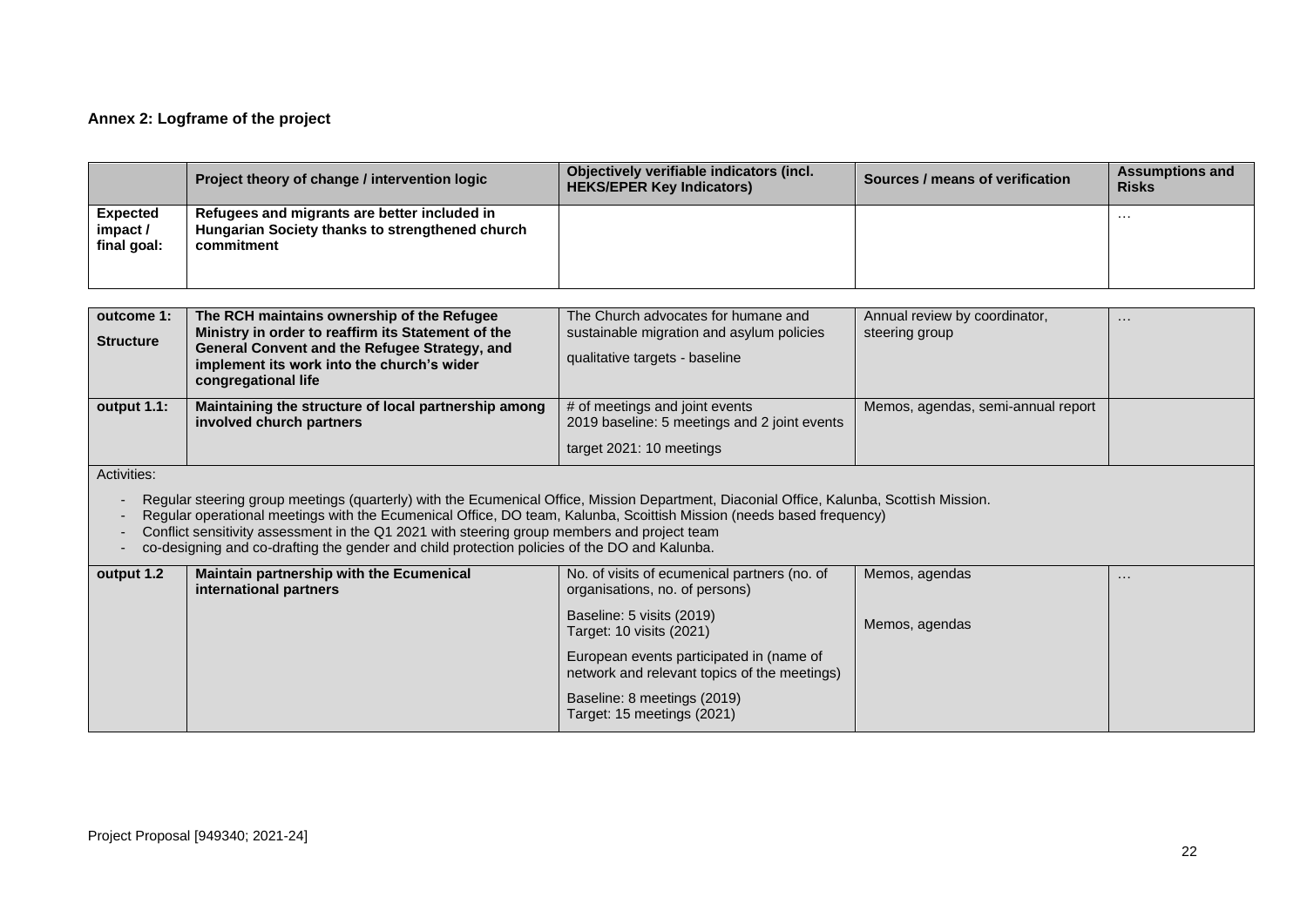**Annex 2: Logframe of the project**

| | Project theory of change / intervention logic | Objectively verifiable indicators (incl. HEKS/EPER Key Indicators) | Sources / means of verification | Assumptions and Risks |
|---|---|---|---|---|
| **Expected impact / final goal:** | **Refugees and migrants are better included in Hungarian Society thanks to strengthened church commitment** | | | … |

| | | | | |
|---|---|---|---|---|
| **outcome 1: Structure** | **The RCH maintains ownership of the Refugee Ministry in order to reaffirm its Statement of the General Convent and the Refugee Strategy, and implement its work into the church's wider congregational life** | The Church advocates for humane and sustainable migration and asylum policies<br><br>qualitative targets - baseline | Annual review by coordinator, steering group | … |
| **output 1.1:** | **Maintaining the structure of local partnership among involved church partners** | # of meetings and joint events<br>2019 baseline: 5 meetings and 2 joint events<br><br>target 2021: 10 meetings | Memos, agendas, semi-annual report | |

Activities:

- Regular steering group meetings (quarterly) with the Ecumenical Office, Mission Department, Diaconial Office, Kalunba, Scottish Mission.
- Regular operational meetings with the Ecumenical Office, DO team, Kalunba, Scoittish Mission (needs based frequency)
- Conflict sensitivity assessment in the Q1 2021 with steering group members and project team
- co-designing and co-drafting the gender and child protection policies of the DO and Kalunba.

| | | | | |
|---|---|---|---|---|
| **output 1.2** | **Maintain partnership with the Ecumenical international partners** | No. of visits of ecumenical partners (no. of organisations, no. of persons)<br><br>Baseline: 5 visits (2019)<br>Target: 10 visits (2021)<br><br>European events participated in (name of network and relevant topics of the meetings)<br><br>Baseline: 8 meetings (2019)<br>Target: 15 meetings (2021) | Memos, agendas<br><br>Memos, agendas | … |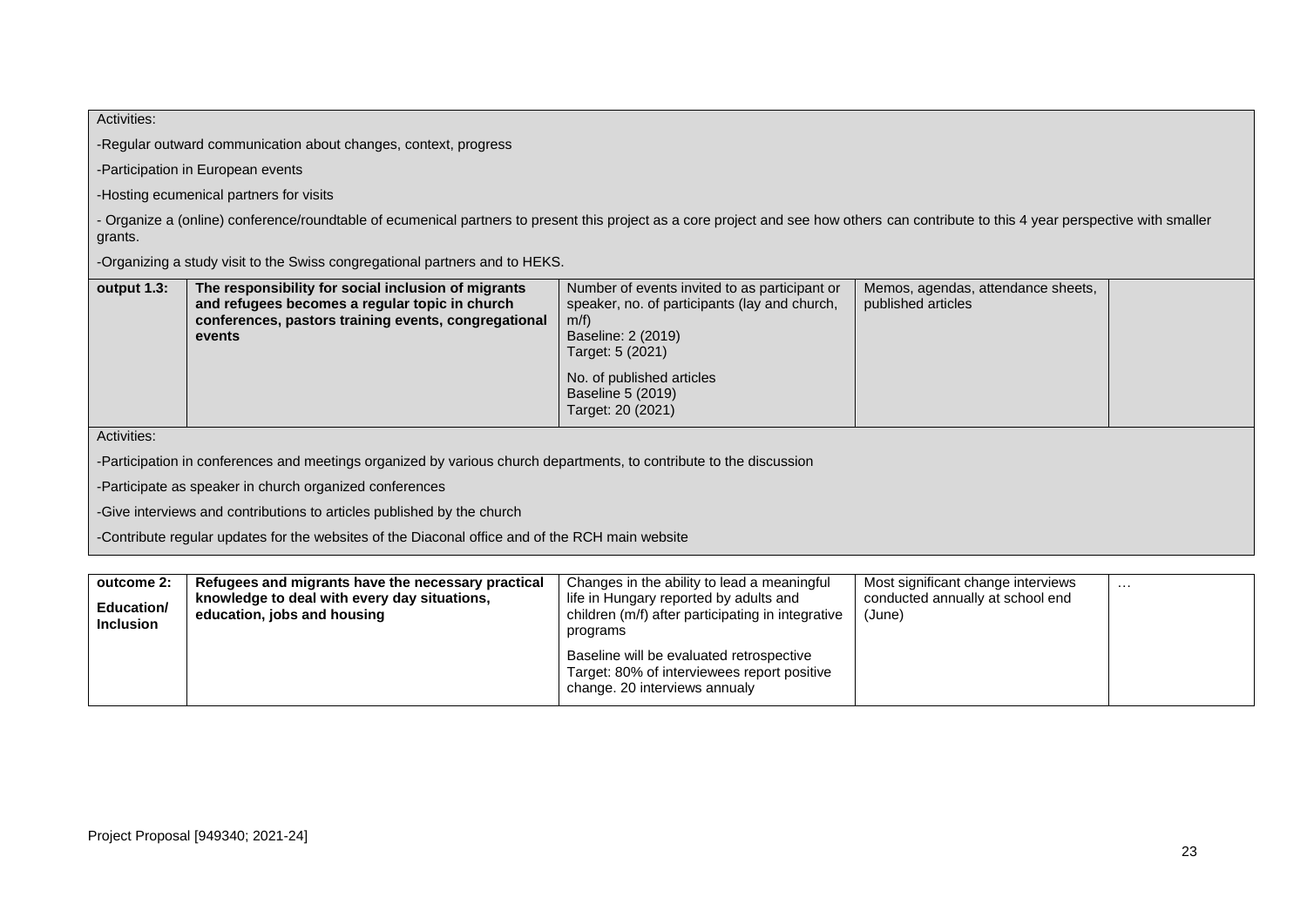Activities:

-Regular outward communication about changes, context, progress

-Participation in European events

-Hosting ecumenical partners for visits

- Organize a (online) conference/roundtable of ecumenical partners to present this project as a core project and see how others can contribute to this 4 year perspective with smaller grants.

-Organizing a study visit to the Swiss congregational partners and to HEKS.

| **output 1.3:** | **The responsibility for social inclusion of migrants and refugees becomes a regular topic in church conferences, pastors training events, congregational events** | Number of events invited to as participant or speaker, no. of participants (lay and church, m/f)<br>Baseline: 2 (2019)<br>Target: 5 (2021)<br><br>No. of published articles<br>Baseline 5 (2019)<br>Target: 20 (2021) | Memos, agendas, attendance sheets, published articles | |
|---|---|---|---|---|

Activities:

-Participation in conferences and meetings organized by various church departments, to contribute to the discussion

-Participate as speaker in church organized conferences

-Give interviews and contributions to articles published by the church

-Contribute regular updates for the websites of the Diaconal office and of the RCH main website

| **outcome 2:**<br><br>**Education/ Inclusion** | **Refugees and migrants have the necessary practical knowledge to deal with every day situations, education, jobs and housing** | Changes in the ability to lead a meaningful life in Hungary reported by adults and children (m/f) after participating in integrative programs<br><br>Baseline will be evaluated retrospective<br>Target: 80% of interviewees report positive change. 20 interviews annualy | Most significant change interviews conducted annually at school end (June) | … |
|---|---|---|---|---|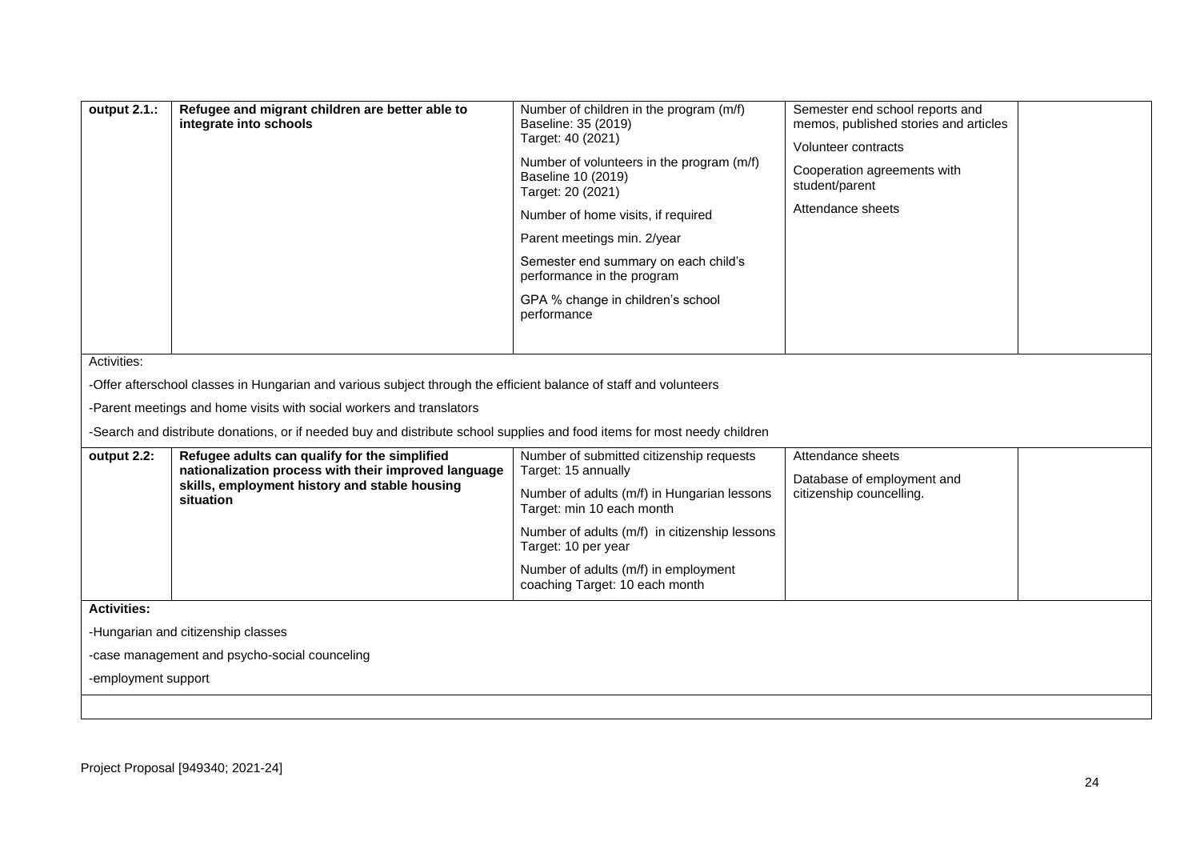| | | | | |
|---|---|---|---|---|
| **output 2.1.:** | **Refugee and migrant children are better able to integrate into schools** | Number of children in the program (m/f) Baseline: 35 (2019) Target: 40 (2021)<br><br>Number of volunteers in the program (m/f) Baseline 10 (2019) Target: 20 (2021)<br><br>Number of home visits, if required<br><br>Parent meetings min. 2/year<br><br>Semester end summary on each child's performance in the program<br><br>GPA % change in children's school performance | Semester end school reports and memos, published stories and articles<br><br>Volunteer contracts<br><br>Cooperation agreements with student/parent<br><br>Attendance sheets | |
| Activities:<br><br>-Offer afterschool classes in Hungarian and various subject through the efficient balance of staff and volunteers<br><br>-Parent meetings and home visits with social workers and translators<br><br>-Search and distribute donations, or if needed buy and distribute school supplies and food items for most needy children | | | | |
| **output 2.2:** | **Refugee adults can qualify for the simplified nationalization process with their improved language skills, employment history and stable housing situation** | Number of submitted citizenship requests Target: 15 annually<br><br>Number of adults (m/f) in Hungarian lessons Target: min 10 each month<br><br>Number of adults (m/f) in citizenship lessons Target: 10 per year<br><br>Number of adults (m/f) in employment coaching Target: 10 each month | Attendance sheets<br><br>Database of employment and citizenship councelling. | |
| **Activities:**<br><br>-Hungarian and citizenship classes<br><br>-case management and psycho-social counceling<br><br>-employment support | | | | |
| | | | | |

Project Proposal [949340; 2021-24]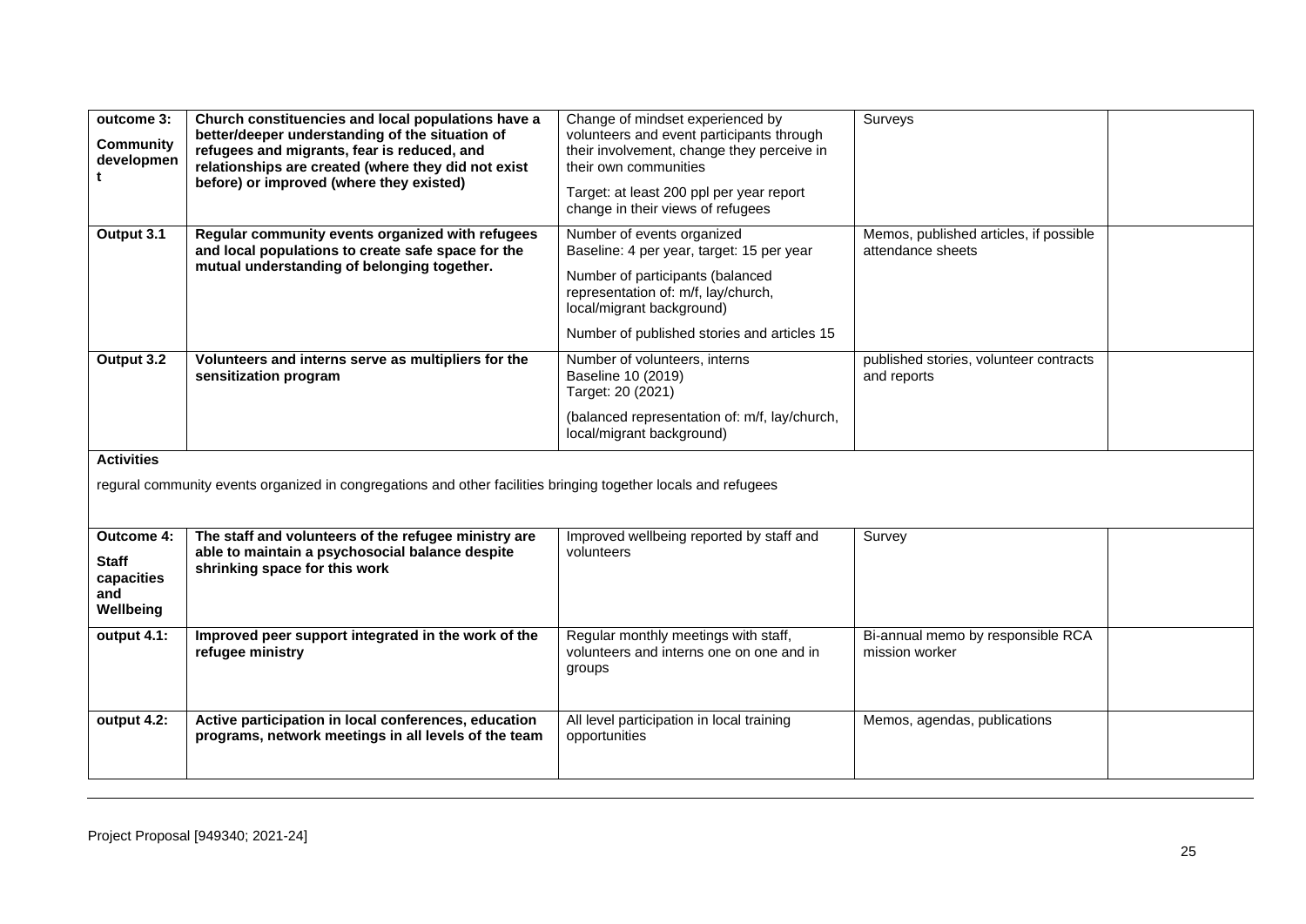| | | | | |
|---|---|---|---|---|
| **outcome 3: Community development** | **Church constituencies and local populations have a better/deeper understanding of the situation of refugees and migrants, fear is reduced, and relationships are created (where they did not exist before) or improved (where they existed)** | Change of mindset experienced by volunteers and event participants through their involvement, change they perceive in their own communities<br><br>Target: at least 200 ppl per year report change in their views of refugees | Surveys | |
| **Output 3.1** | **Regular community events organized with refugees and local populations to create safe space for the mutual understanding of belonging together.** | Number of events organized<br>Baseline: 4 per year, target: 15 per year<br><br>Number of participants (balanced representation of: m/f, lay/church, local/migrant background)<br><br>Number of published stories and articles 15 | Memos, published articles, if possible attendance sheets | |
| **Output 3.2** | **Volunteers and interns serve as multipliers for the sensitization program** | Number of volunteers, interns<br>Baseline 10 (2019)<br>Target: 20 (2021)<br><br>(balanced representation of: m/f, lay/church, local/migrant background) | published stories, volunteer contracts and reports | |
| **Activities**<br><br>regural community events organized in congregations and other facilities bringing together locals and refugees | | | | |
| **Outcome 4: Staff capacities and Wellbeing** | **The staff and volunteers of the refugee ministry are able to maintain a psychosocial balance despite shrinking space for this work** | Improved wellbeing reported by staff and volunteers | Survey | |
| **output 4.1:** | **Improved peer support integrated in the work of the refugee ministry** | Regular monthly meetings with staff, volunteers and interns one on one and in groups | Bi-annual memo by responsible RCA mission worker | |
| **output 4.2:** | **Active participation in local conferences, education programs, network meetings in all levels of the team** | All level participation in local training opportunities | Memos, agendas, publications | |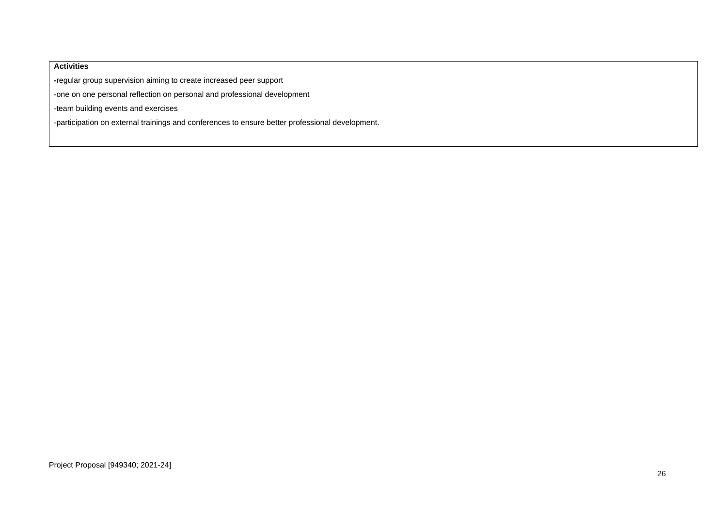| **Activities** |
| --- |
| -regular group supervision aiming to create increased peer support<br>-one on one personal reflection on personal and professional development<br>-team building events and exercises<br>-participation on external trainings and conferences to ensure better professional development. |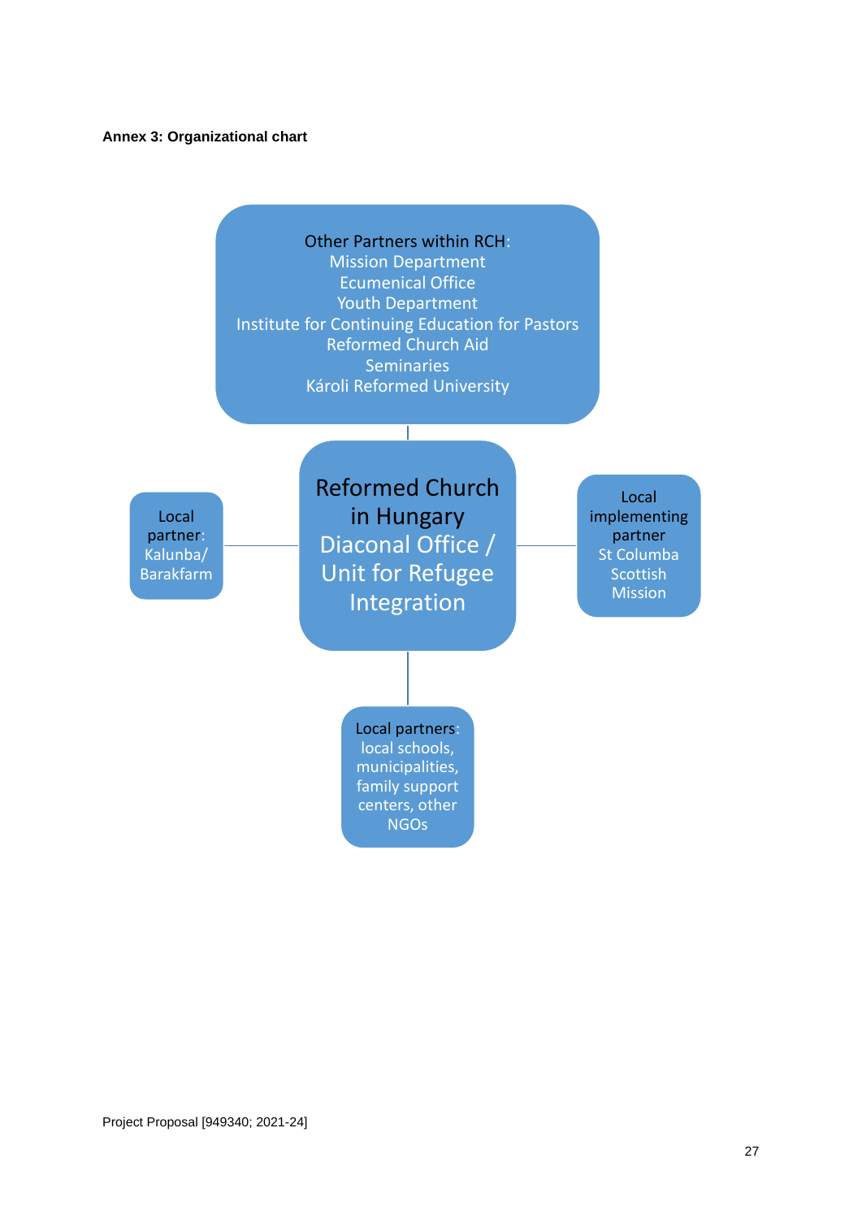**Annex 3: Organizational chart**

Other Partners within RCH:
Mission Department
Ecumenical Office
Youth Department
Institute for Continuing Education for Pastors
Reformed Church Aid
Seminaries
Károli Reformed University

Local partner: Kalunba/ Barakfarm

Reformed Church in Hungary Diaconal Office / Unit for Refugee Integration

Local implementing partner St Columba Scottish Mission

Local partners: local schools, municipalities, family support centers, other NGOs

Project Proposal [949340; 2021-24]